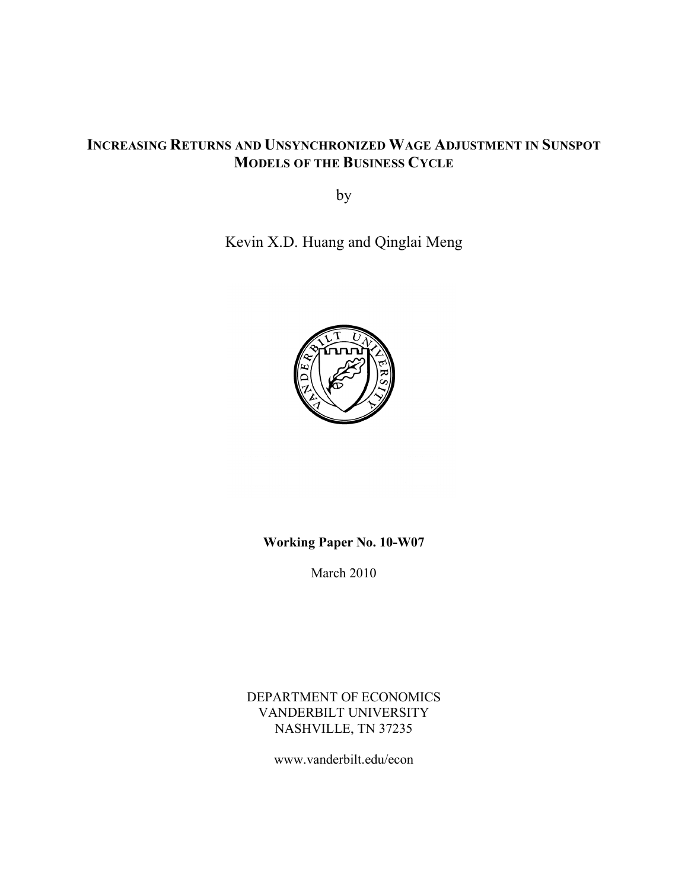# Increasing Returns and Unsynchronized Wage Adjustment in Sunspot Models of the Business Cycle

by

Kevin X.D. Huang and Qinglai Meng

**Working Paper No. 10-W07**

March 2010

DEPARTMENT OF ECONOMICS
VANDERBILT UNIVERSITY
NASHVILLE, TN 37235

www.vanderbilt.edu/econ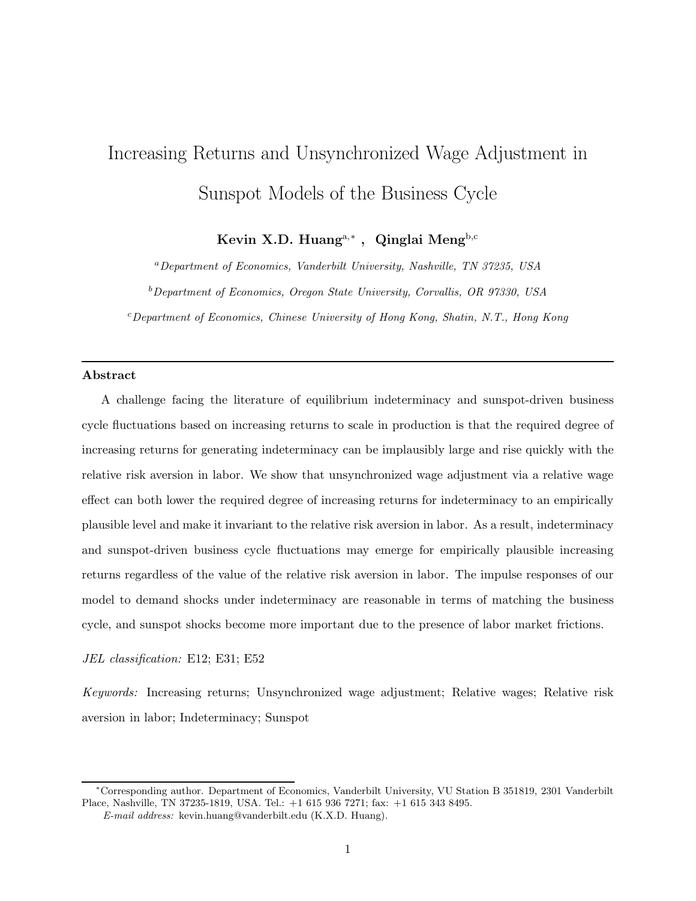# Increasing Returns and Unsynchronized Wage Adjustment in Sunspot Models of the Business Cycle

**Kevin X.D. Huang**[a,*] **, Qinglai Meng**[b,c]

[a] *Department of Economics, Vanderbilt University, Nashville, TN 37235, USA*

[b] *Department of Economics, Oregon State University, Corvallis, OR 97330, USA*

[c] *Department of Economics, Chinese University of Hong Kong, Shatin, N.T., Hong Kong*

---

**Abstract**

A challenge facing the literature of equilibrium indeterminacy and sunspot-driven business cycle fluctuations based on increasing returns to scale in production is that the required degree of increasing returns for generating indeterminacy can be implausibly large and rise quickly with the relative risk aversion in labor. We show that unsynchronized wage adjustment via a relative wage effect can both lower the required degree of increasing returns for indeterminacy to an empirically plausible level and make it invariant to the relative risk aversion in labor. As a result, indeterminacy and sunspot-driven business cycle fluctuations may emerge for empirically plausible increasing returns regardless of the value of the relative risk aversion in labor. The impulse responses of our model to demand shocks under indeterminacy are reasonable in terms of matching the business cycle, and sunspot shocks become more important due to the presence of labor market frictions.

*JEL classification:* E12; E31; E52

*Keywords:* Increasing returns; Unsynchronized wage adjustment; Relative wages; Relative risk aversion in labor; Indeterminacy; Sunspot

---

[*] Corresponding author. Department of Economics, Vanderbilt University, VU Station B 351819, 2301 Vanderbilt Place, Nashville, TN 37235-1819, USA. Tel.: +1 615 936 7271; fax: +1 615 343 8495.

*E-mail address:* kevin.huang@vanderbilt.edu (K.X.D. Huang).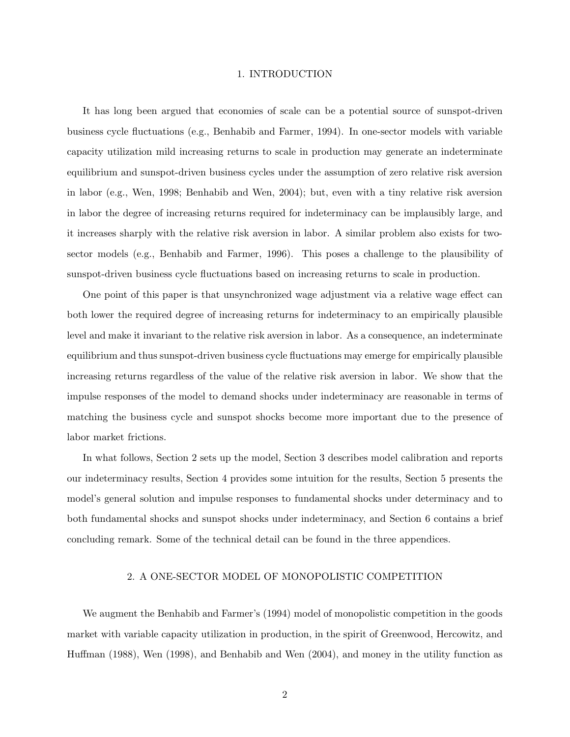## 1. INTRODUCTION

It has long been argued that economies of scale can be a potential source of sunspot-driven business cycle fluctuations (e.g., Benhabib and Farmer, 1994). In one-sector models with variable capacity utilization mild increasing returns to scale in production may generate an indeterminate equilibrium and sunspot-driven business cycles under the assumption of zero relative risk aversion in labor (e.g., Wen, 1998; Benhabib and Wen, 2004); but, even with a tiny relative risk aversion in labor the degree of increasing returns required for indeterminacy can be implausibly large, and it increases sharply with the relative risk aversion in labor. A similar problem also exists for two-sector models (e.g., Benhabib and Farmer, 1996). This poses a challenge to the plausibility of sunspot-driven business cycle fluctuations based on increasing returns to scale in production.

One point of this paper is that unsynchronized wage adjustment via a relative wage effect can both lower the required degree of increasing returns for indeterminacy to an empirically plausible level and make it invariant to the relative risk aversion in labor. As a consequence, an indeterminate equilibrium and thus sunspot-driven business cycle fluctuations may emerge for empirically plausible increasing returns regardless of the value of the relative risk aversion in labor. We show that the impulse responses of the model to demand shocks under indeterminacy are reasonable in terms of matching the business cycle and sunspot shocks become more important due to the presence of labor market frictions.

In what follows, Section 2 sets up the model, Section 3 describes model calibration and reports our indeterminacy results, Section 4 provides some intuition for the results, Section 5 presents the model's general solution and impulse responses to fundamental shocks under determinacy and to both fundamental shocks and sunspot shocks under indeterminacy, and Section 6 contains a brief concluding remark. Some of the technical detail can be found in the three appendices.

## 2. A ONE-SECTOR MODEL OF MONOPOLISTIC COMPETITION

We augment the Benhabib and Farmer's (1994) model of monopolistic competition in the goods market with variable capacity utilization in production, in the spirit of Greenwood, Hercowitz, and Huffman (1988), Wen (1998), and Benhabib and Wen (2004), and money in the utility function as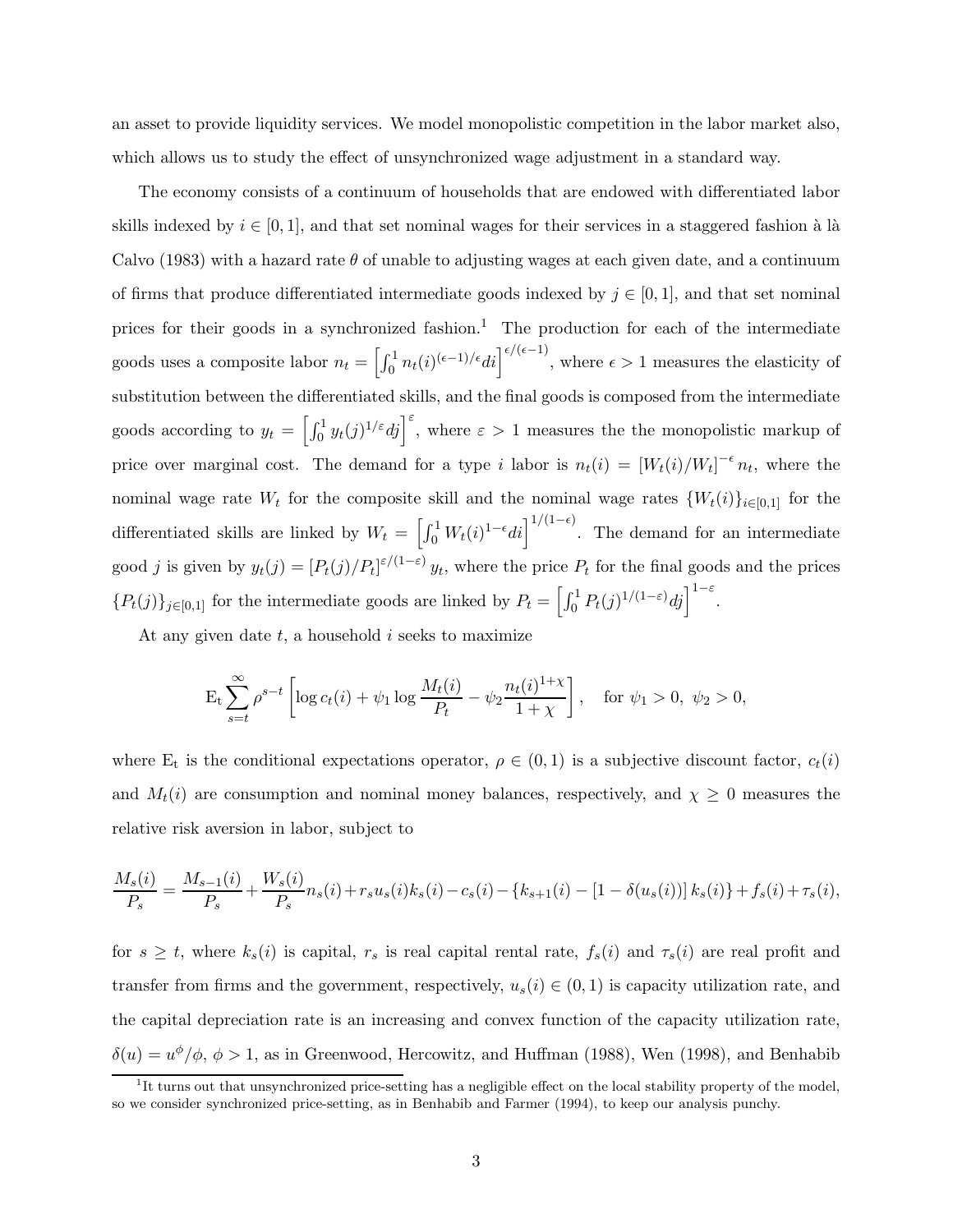an asset to provide liquidity services. We model monopolistic competition in the labor market also, which allows us to study the effect of unsynchronized wage adjustment in a standard way.

The economy consists of a continuum of households that are endowed with differentiated labor skills indexed by $i \in [0,1]$, and that set nominal wages for their services in a staggered fashion à là Calvo (1983) with a hazard rate $\theta$ of unable to adjusting wages at each given date, and a continuum of firms that produce differentiated intermediate goods indexed by $j \in [0,1]$, and that set nominal prices for their goods in a synchronized fashion.[1] The production for each of the intermediate goods uses a composite labor $n_t = \left[\int_0^1 n_t(i)^{(\epsilon-1)/\epsilon} di\right]^{\epsilon/(\epsilon-1)}$, where $\epsilon > 1$ measures the elasticity of substitution between the differentiated skills, and the final goods is composed from the intermediate goods according to $y_t = \left[\int_0^1 y_t(j)^{1/\varepsilon} dj\right]^{\varepsilon}$, where $\varepsilon > 1$ measures the the monopolistic markup of price over marginal cost. The demand for a type $i$ labor is $n_t(i) = \left[W_t(i)/W_t\right]^{-\epsilon} n_t$, where the nominal wage rate $W_t$ for the composite skill and the nominal wage rates $\{W_t(i)\}_{i\in[0,1]}$ for the differentiated skills are linked by $W_t = \left[\int_0^1 W_t(i)^{1-\epsilon} di\right]^{1/(1-\epsilon)}$. The demand for an intermediate good $j$ is given by $y_t(j) = \left[P_t(j)/P_t\right]^{\varepsilon/(1-\varepsilon)} y_t$, where the price $P_t$ for the final goods and the prices $\{P_t(j)\}_{j\in[0,1]}$ for the intermediate goods are linked by $P_t = \left[\int_0^1 P_t(j)^{1/(1-\varepsilon)} dj\right]^{1-\varepsilon}$.

At any given date $t$, a household $i$ seeks to maximize

$$\mathrm{E_t} \sum_{s=t}^{\infty} \rho^{s-t} \left[\log c_t(i) + \psi_1 \log \frac{M_t(i)}{P_t} - \psi_2 \frac{n_t(i)^{1+\chi}}{1+\chi}\right], \quad \text{for } \psi_1 > 0,\ \psi_2 > 0,$$

where $\mathrm{E_t}$ is the conditional expectations operator, $\rho \in (0,1)$ is a subjective discount factor, $c_t(i)$ and $M_t(i)$ are consumption and nominal money balances, respectively, and $\chi \geq 0$ measures the relative risk aversion in labor, subject to

$$\frac{M_s(i)}{P_s} = \frac{M_{s-1}(i)}{P_s} + \frac{W_s(i)}{P_s} n_s(i) + r_s u_s(i) k_s(i) - c_s(i) - \{k_{s+1}(i) - [1 - \delta(u_s(i))]\, k_s(i)\} + f_s(i) + \tau_s(i),$$

for $s \geq t$, where $k_s(i)$ is capital, $r_s$ is real capital rental rate, $f_s(i)$ and $\tau_s(i)$ are real profit and transfer from firms and the government, respectively, $u_s(i) \in (0,1)$ is capacity utilization rate, and the capital depreciation rate is an increasing and convex function of the capacity utilization rate, $\delta(u) = u^{\phi}/\phi$, $\phi > 1$, as in Greenwood, Hercowitz, and Huffman (1988), Wen (1998), and Benhabib

[1] It turns out that unsynchronized price-setting has a negligible effect on the local stability property of the model, so we consider synchronized price-setting, as in Benhabib and Farmer (1994), to keep our analysis punchy.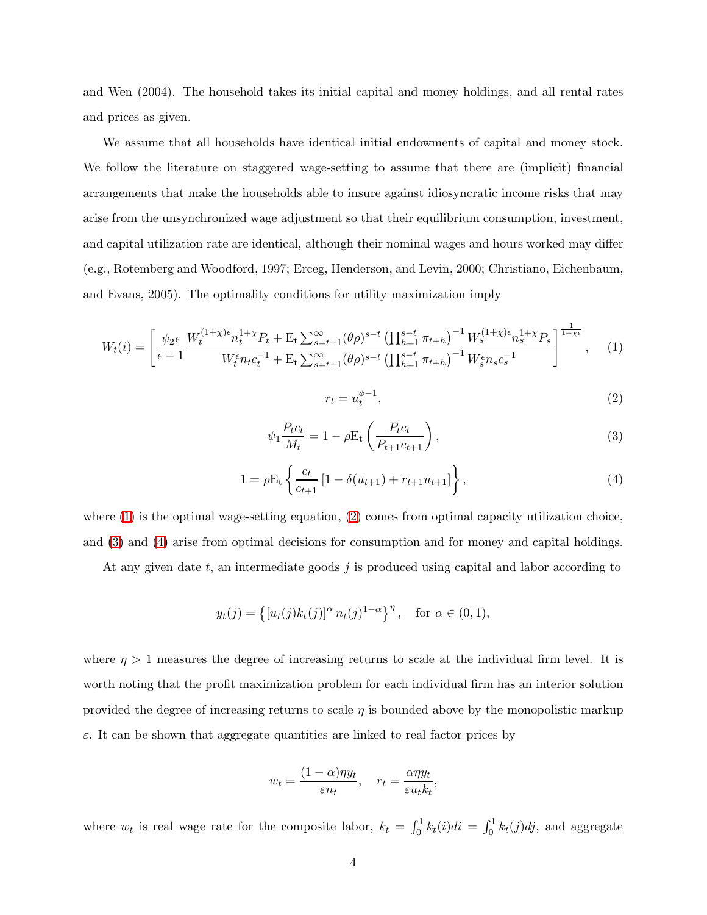and Wen (2004). The household takes its initial capital and money holdings, and all rental rates and prices as given.

We assume that all households have identical initial endowments of capital and money stock. We follow the literature on staggered wage-setting to assume that there are (implicit) financial arrangements that make the households able to insure against idiosyncratic income risks that may arise from the unsynchronized wage adjustment so that their equilibrium consumption, investment, and capital utilization rate are identical, although their nominal wages and hours worked may differ (e.g., Rotemberg and Woodford, 1997; Erceg, Henderson, and Levin, 2000; Christiano, Eichenbaum, and Evans, 2005). The optimality conditions for utility maximization imply

$$W_t(i) = \left[ \frac{\psi_2 \epsilon}{\epsilon - 1} \frac{W_t^{(1+\chi)\epsilon} n_t^{1+\chi} P_t + \mathrm{E_t} \sum_{s=t+1}^{\infty} (\theta\rho)^{s-t} \left( \prod_{h=1}^{s-t} \pi_{t+h} \right)^{-1} W_s^{(1+\chi)\epsilon} n_s^{1+\chi} P_s}{W_t^{\epsilon} n_t c_t^{-1} + \mathrm{E_t} \sum_{s=t+1}^{\infty} (\theta\rho)^{s-t} \left( \prod_{h=1}^{s-t} \pi_{t+h} \right)^{-1} W_s^{\epsilon} n_s c_s^{-1}} \right]^{\frac{1}{1+\chi\epsilon}}, \quad (1)$$

$$r_t = u_t^{\phi - 1}, \quad (2)$$

$$\psi_1 \frac{P_t c_t}{M_t} = 1 - \rho \mathrm{E_t} \left( \frac{P_t c_t}{P_{t+1} c_{t+1}} \right), \quad (3)$$

$$1 = \rho \mathrm{E_t} \left\{ \frac{c_t}{c_{t+1}} \left[ 1 - \delta(u_{t+1}) + r_{t+1} u_{t+1} \right] \right\}, \quad (4)$$

where (1) is the optimal wage-setting equation, (2) comes from optimal capacity utilization choice, and (3) and (4) arise from optimal decisions for consumption and for money and capital holdings.

At any given date $t$, an intermediate goods $j$ is produced using capital and labor according to

$$y_t(j) = \left\{ [u_t(j) k_t(j)]^{\alpha} n_t(j)^{1-\alpha} \right\}^{\eta}, \quad \text{for } \alpha \in (0, 1),$$

where $\eta > 1$ measures the degree of increasing returns to scale at the individual firm level. It is worth noting that the profit maximization problem for each individual firm has an interior solution provided the degree of increasing returns to scale $\eta$ is bounded above by the monopolistic markup $\varepsilon$. It can be shown that aggregate quantities are linked to real factor prices by

$$w_t = \frac{(1-\alpha)\eta y_t}{\varepsilon n_t}, \quad r_t = \frac{\alpha \eta y_t}{\varepsilon u_t k_t},$$

where $w_t$ is real wage rate for the composite labor, $k_t = \int_0^1 k_t(i) di = \int_0^1 k_t(j) dj$, and aggregate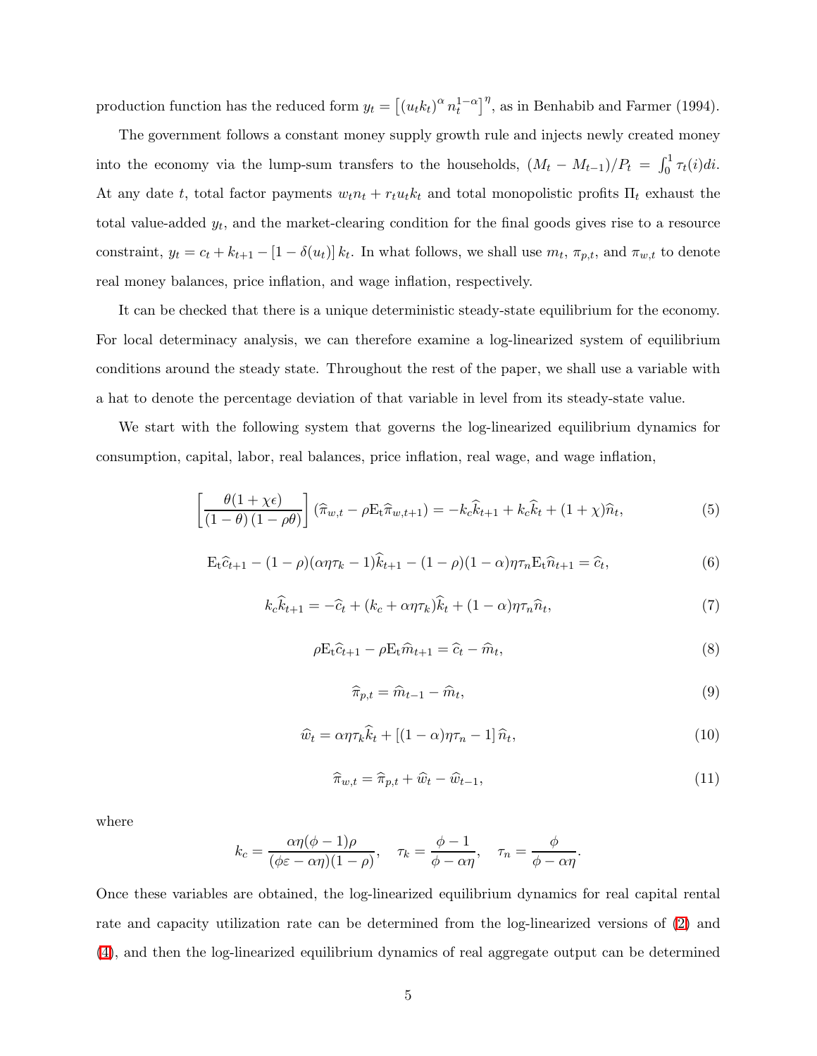production function has the reduced form $y_t = \left[(u_t k_t)^{\alpha} n_t^{1-\alpha}\right]^{\eta}$, as in Benhabib and Farmer (1994).

The government follows a constant money supply growth rule and injects newly created money into the economy via the lump-sum transfers to the households, $(M_t - M_{t-1})/P_t = \int_0^1 \tau_t(i)di$. At any date $t$, total factor payments $w_t n_t + r_t u_t k_t$ and total monopolistic profits $\Pi_t$ exhaust the total value-added $y_t$, and the market-clearing condition for the final goods gives rise to a resource constraint, $y_t = c_t + k_{t+1} - [1 - \delta(u_t)] k_t$. In what follows, we shall use $m_t$, $\pi_{p,t}$, and $\pi_{w,t}$ to denote real money balances, price inflation, and wage inflation, respectively.

It can be checked that there is a unique deterministic steady-state equilibrium for the economy. For local determinacy analysis, we can therefore examine a log-linearized system of equilibrium conditions around the steady state. Throughout the rest of the paper, we shall use a variable with a hat to denote the percentage deviation of that variable in level from its steady-state value.

We start with the following system that governs the log-linearized equilibrium dynamics for consumption, capital, labor, real balances, price inflation, real wage, and wage inflation,

$$\left[\frac{\theta(1+\chi\epsilon)}{(1-\theta)(1-\rho\theta)}\right](\widehat{\pi}_{w,t} - \rho \mathrm{E}_t \widehat{\pi}_{w,t+1}) = -k_c \widehat{k}_{t+1} + k_c \widehat{k}_t + (1+\chi)\widehat{n}_t, \tag{5}$$

$$\mathrm{E}_t \widehat{c}_{t+1} - (1-\rho)(\alpha\eta\tau_k - 1)\widehat{k}_{t+1} - (1-\rho)(1-\alpha)\eta\tau_n \mathrm{E}_t \widehat{n}_{t+1} = \widehat{c}_t, \tag{6}$$

$$k_c \widehat{k}_{t+1} = -\widehat{c}_t + (k_c + \alpha\eta\tau_k)\widehat{k}_t + (1-\alpha)\eta\tau_n \widehat{n}_t, \tag{7}$$

$$\rho \mathrm{E}_t \widehat{c}_{t+1} - \rho \mathrm{E}_t \widehat{m}_{t+1} = \widehat{c}_t - \widehat{m}_t, \tag{8}$$

$$\widehat{\pi}_{p,t} = \widehat{m}_{t-1} - \widehat{m}_t, \tag{9}$$

$$\widehat{w}_t = \alpha\eta\tau_k \widehat{k}_t + \left[(1-\alpha)\eta\tau_n - 1\right]\widehat{n}_t, \tag{10}$$

$$\widehat{\pi}_{w,t} = \widehat{\pi}_{p,t} + \widehat{w}_t - \widehat{w}_{t-1}, \tag{11}$$

where

$$k_c = \frac{\alpha\eta(\phi-1)\rho}{(\phi\varepsilon - \alpha\eta)(1-\rho)}, \quad \tau_k = \frac{\phi-1}{\phi-\alpha\eta}, \quad \tau_n = \frac{\phi}{\phi-\alpha\eta}.$$

Once these variables are obtained, the log-linearized equilibrium dynamics for real capital rental rate and capacity utilization rate can be determined from the log-linearized versions of (2) and (4), and then the log-linearized equilibrium dynamics of real aggregate output can be determined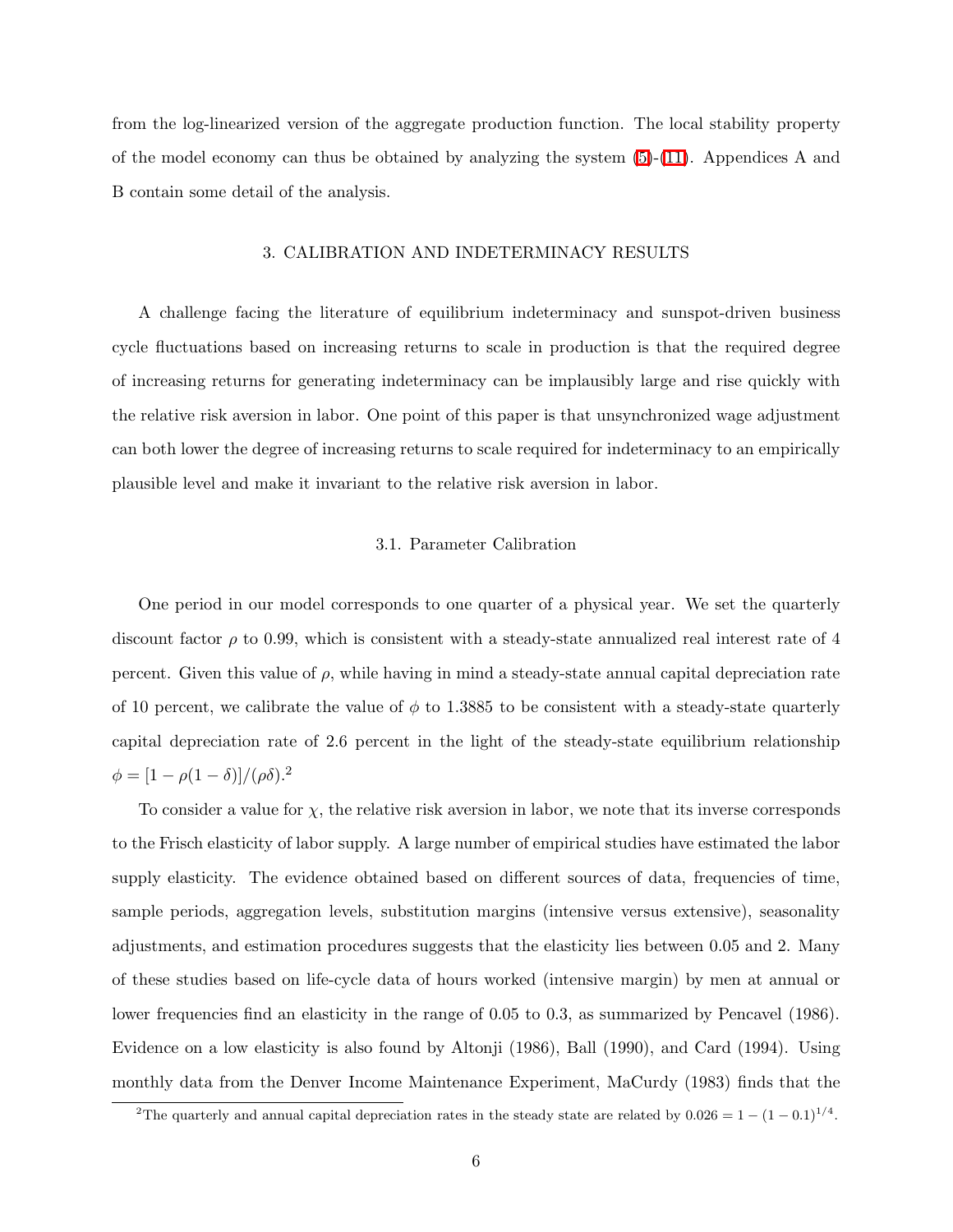from the log-linearized version of the aggregate production function. The local stability property of the model economy can thus be obtained by analyzing the system (5)-(11). Appendices A and B contain some detail of the analysis.

## 3. CALIBRATION AND INDETERMINACY RESULTS

A challenge facing the literature of equilibrium indeterminacy and sunspot-driven business cycle fluctuations based on increasing returns to scale in production is that the required degree of increasing returns for generating indeterminacy can be implausibly large and rise quickly with the relative risk aversion in labor. One point of this paper is that unsynchronized wage adjustment can both lower the degree of increasing returns to scale required for indeterminacy to an empirically plausible level and make it invariant to the relative risk aversion in labor.

### 3.1. Parameter Calibration

One period in our model corresponds to one quarter of a physical year. We set the quarterly discount factor $\rho$ to 0.99, which is consistent with a steady-state annualized real interest rate of 4 percent. Given this value of $\rho$, while having in mind a steady-state annual capital depreciation rate of 10 percent, we calibrate the value of $\phi$ to 1.3885 to be consistent with a steady-state quarterly capital depreciation rate of 2.6 percent in the light of the steady-state equilibrium relationship $\phi = [1 - \rho(1 - \delta)]/(\rho\delta)$.[2]

To consider a value for $\chi$, the relative risk aversion in labor, we note that its inverse corresponds to the Frisch elasticity of labor supply. A large number of empirical studies have estimated the labor supply elasticity. The evidence obtained based on different sources of data, frequencies of time, sample periods, aggregation levels, substitution margins (intensive versus extensive), seasonality adjustments, and estimation procedures suggests that the elasticity lies between 0.05 and 2. Many of these studies based on life-cycle data of hours worked (intensive margin) by men at annual or lower frequencies find an elasticity in the range of 0.05 to 0.3, as summarized by Pencavel (1986). Evidence on a low elasticity is also found by Altonji (1986), Ball (1990), and Card (1994). Using monthly data from the Denver Income Maintenance Experiment, MaCurdy (1983) finds that the

[2] The quarterly and annual capital depreciation rates in the steady state are related by $0.026 = 1 - (1 - 0.1)^{1/4}$.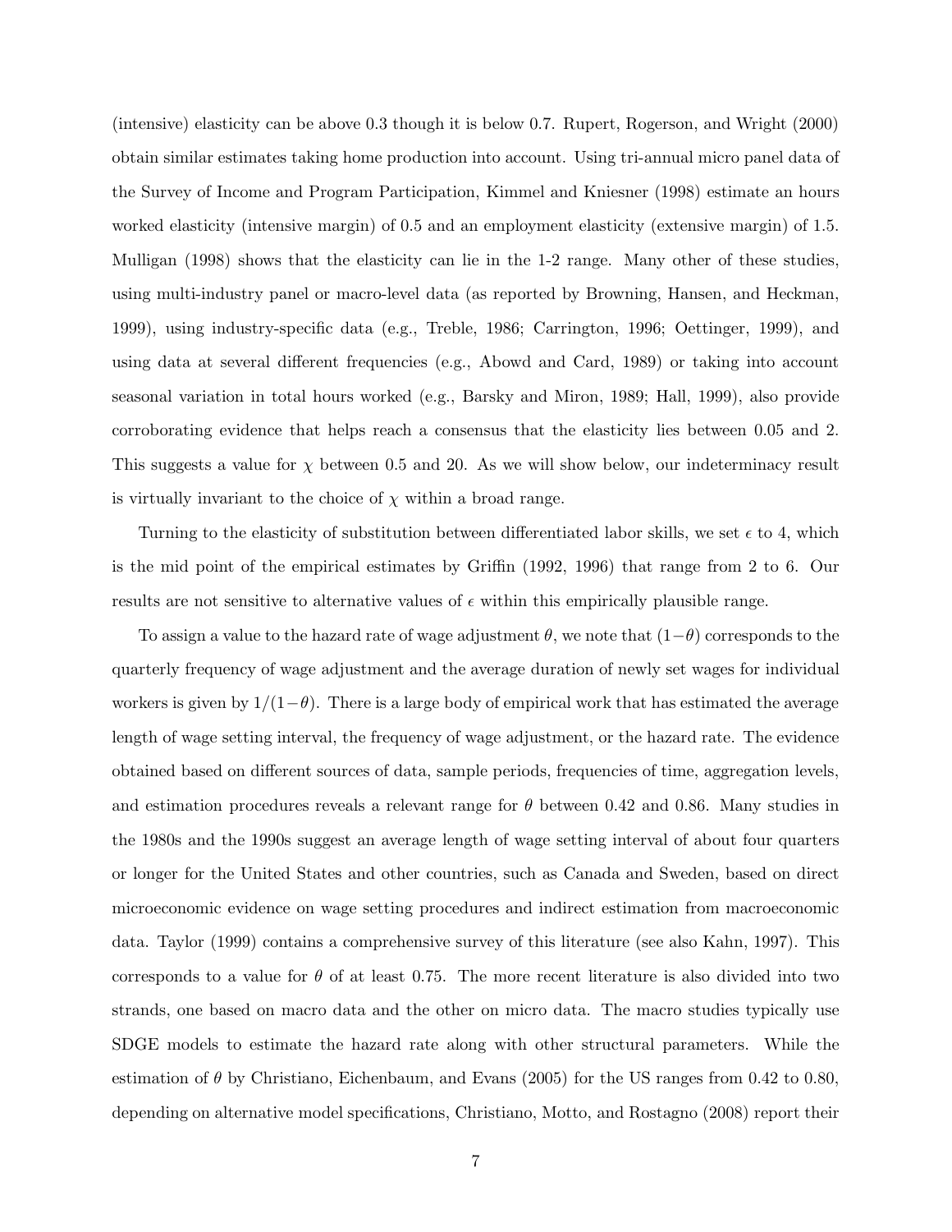(intensive) elasticity can be above 0.3 though it is below 0.7. Rupert, Rogerson, and Wright (2000) obtain similar estimates taking home production into account. Using tri-annual micro panel data of the Survey of Income and Program Participation, Kimmel and Kniesner (1998) estimate an hours worked elasticity (intensive margin) of 0.5 and an employment elasticity (extensive margin) of 1.5. Mulligan (1998) shows that the elasticity can lie in the 1-2 range. Many other of these studies, using multi-industry panel or macro-level data (as reported by Browning, Hansen, and Heckman, 1999), using industry-specific data (e.g., Treble, 1986; Carrington, 1996; Oettinger, 1999), and using data at several different frequencies (e.g., Abowd and Card, 1989) or taking into account seasonal variation in total hours worked (e.g., Barsky and Miron, 1989; Hall, 1999), also provide corroborating evidence that helps reach a consensus that the elasticity lies between 0.05 and 2. This suggests a value for $\chi$ between 0.5 and 20. As we will show below, our indeterminacy result is virtually invariant to the choice of $\chi$ within a broad range.

Turning to the elasticity of substitution between differentiated labor skills, we set $\epsilon$ to 4, which is the mid point of the empirical estimates by Griffin (1992, 1996) that range from 2 to 6. Our results are not sensitive to alternative values of $\epsilon$ within this empirically plausible range.

To assign a value to the hazard rate of wage adjustment $\theta$, we note that $(1-\theta)$ corresponds to the quarterly frequency of wage adjustment and the average duration of newly set wages for individual workers is given by $1/(1-\theta)$. There is a large body of empirical work that has estimated the average length of wage setting interval, the frequency of wage adjustment, or the hazard rate. The evidence obtained based on different sources of data, sample periods, frequencies of time, aggregation levels, and estimation procedures reveals a relevant range for $\theta$ between 0.42 and 0.86. Many studies in the 1980s and the 1990s suggest an average length of wage setting interval of about four quarters or longer for the United States and other countries, such as Canada and Sweden, based on direct microeconomic evidence on wage setting procedures and indirect estimation from macroeconomic data. Taylor (1999) contains a comprehensive survey of this literature (see also Kahn, 1997). This corresponds to a value for $\theta$ of at least 0.75. The more recent literature is also divided into two strands, one based on macro data and the other on micro data. The macro studies typically use SDGE models to estimate the hazard rate along with other structural parameters. While the estimation of $\theta$ by Christiano, Eichenbaum, and Evans (2005) for the US ranges from 0.42 to 0.80, depending on alternative model specifications, Christiano, Motto, and Rostagno (2008) report their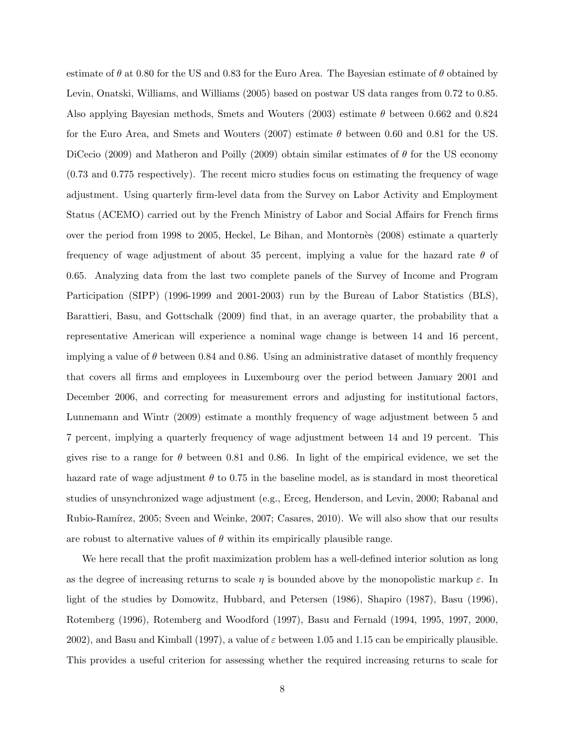estimate of $\theta$ at 0.80 for the US and 0.83 for the Euro Area. The Bayesian estimate of $\theta$ obtained by Levin, Onatski, Williams, and Williams (2005) based on postwar US data ranges from 0.72 to 0.85. Also applying Bayesian methods, Smets and Wouters (2003) estimate $\theta$ between 0.662 and 0.824 for the Euro Area, and Smets and Wouters (2007) estimate $\theta$ between 0.60 and 0.81 for the US. DiCecio (2009) and Matheron and Poilly (2009) obtain similar estimates of $\theta$ for the US economy (0.73 and 0.775 respectively). The recent micro studies focus on estimating the frequency of wage adjustment. Using quarterly firm-level data from the Survey on Labor Activity and Employment Status (ACEMO) carried out by the French Ministry of Labor and Social Affairs for French firms over the period from 1998 to 2005, Heckel, Le Bihan, and Montornès (2008) estimate a quarterly frequency of wage adjustment of about 35 percent, implying a value for the hazard rate $\theta$ of 0.65. Analyzing data from the last two complete panels of the Survey of Income and Program Participation (SIPP) (1996-1999 and 2001-2003) run by the Bureau of Labor Statistics (BLS), Barattieri, Basu, and Gottschalk (2009) find that, in an average quarter, the probability that a representative American will experience a nominal wage change is between 14 and 16 percent, implying a value of $\theta$ between 0.84 and 0.86. Using an administrative dataset of monthly frequency that covers all firms and employees in Luxembourg over the period between January 2001 and December 2006, and correcting for measurement errors and adjusting for institutional factors, Lunnemann and Wintr (2009) estimate a monthly frequency of wage adjustment between 5 and 7 percent, implying a quarterly frequency of wage adjustment between 14 and 19 percent. This gives rise to a range for $\theta$ between 0.81 and 0.86. In light of the empirical evidence, we set the hazard rate of wage adjustment $\theta$ to 0.75 in the baseline model, as is standard in most theoretical studies of unsynchronized wage adjustment (e.g., Erceg, Henderson, and Levin, 2000; Rabanal and Rubio-Ramírez, 2005; Sveen and Weinke, 2007; Casares, 2010). We will also show that our results are robust to alternative values of $\theta$ within its empirically plausible range.

We here recall that the profit maximization problem has a well-defined interior solution as long as the degree of increasing returns to scale $\eta$ is bounded above by the monopolistic markup $\varepsilon$. In light of the studies by Domowitz, Hubbard, and Petersen (1986), Shapiro (1987), Basu (1996), Rotemberg (1996), Rotemberg and Woodford (1997), Basu and Fernald (1994, 1995, 1997, 2000, 2002), and Basu and Kimball (1997), a value of $\varepsilon$ between 1.05 and 1.15 can be empirically plausible. This provides a useful criterion for assessing whether the required increasing returns to scale for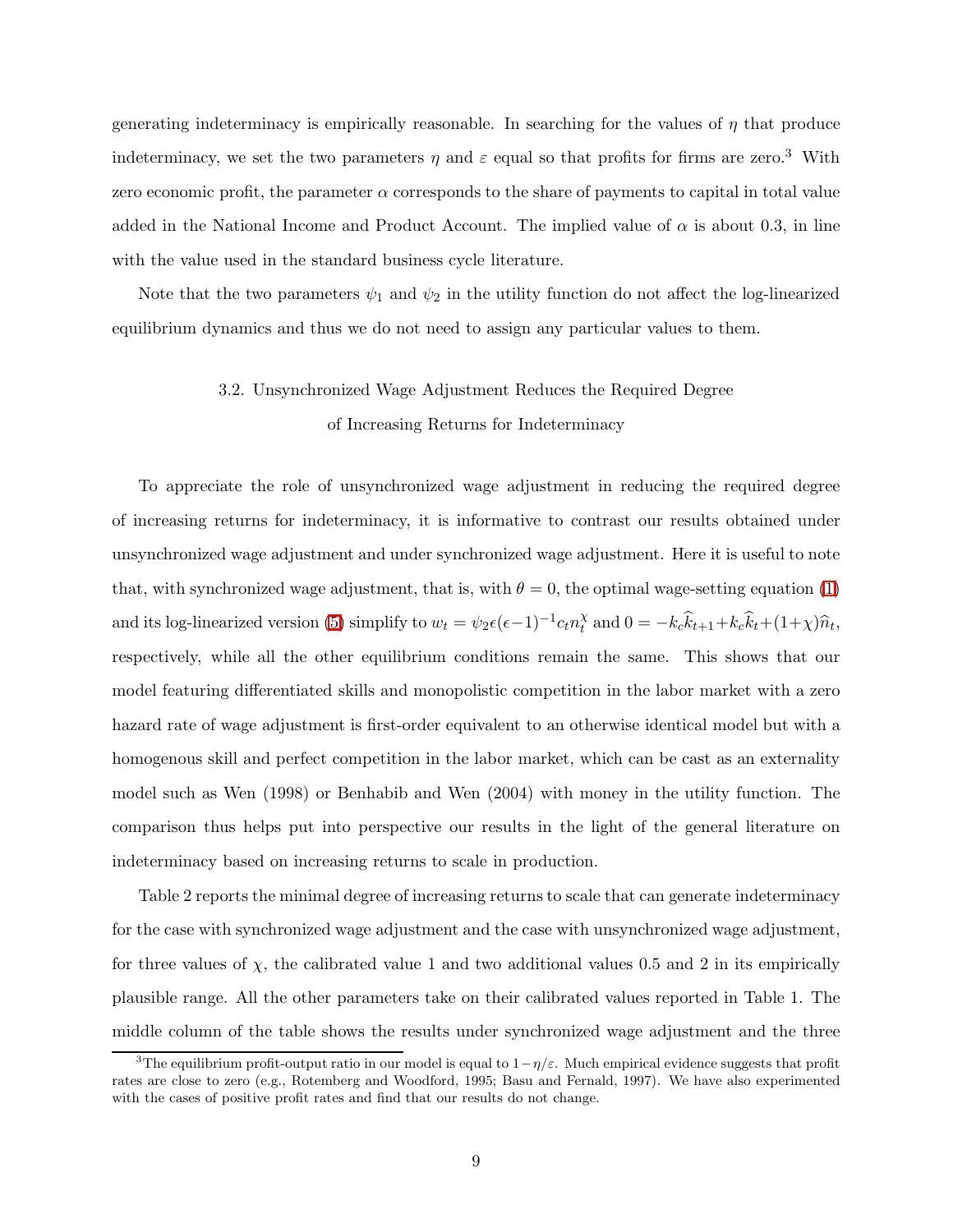generating indeterminacy is empirically reasonable. In searching for the values of $\eta$ that produce indeterminacy, we set the two parameters $\eta$ and $\varepsilon$ equal so that profits for firms are zero.[3] With zero economic profit, the parameter $\alpha$ corresponds to the share of payments to capital in total value added in the National Income and Product Account. The implied value of $\alpha$ is about 0.3, in line with the value used in the standard business cycle literature.

Note that the two parameters $\psi_1$ and $\psi_2$ in the utility function do not affect the log-linearized equilibrium dynamics and thus we do not need to assign any particular values to them.

### 3.2. Unsynchronized Wage Adjustment Reduces the Required Degree of Increasing Returns for Indeterminacy

To appreciate the role of unsynchronized wage adjustment in reducing the required degree of increasing returns for indeterminacy, it is informative to contrast our results obtained under unsynchronized wage adjustment and under synchronized wage adjustment. Here it is useful to note that, with synchronized wage adjustment, that is, with $\theta = 0$, the optimal wage-setting equation (1) and its log-linearized version (5) simplify to $w_t = \psi_2 \epsilon(\epsilon - 1)^{-1} c_t n_t^{\chi}$ and $0 = -k_c \widehat{k}_{t+1} + k_c \widehat{k}_t + (1+\chi)\widehat{n}_t$, respectively, while all the other equilibrium conditions remain the same. This shows that our model featuring differentiated skills and monopolistic competition in the labor market with a zero hazard rate of wage adjustment is first-order equivalent to an otherwise identical model but with a homogenous skill and perfect competition in the labor market, which can be cast as an externality model such as Wen (1998) or Benhabib and Wen (2004) with money in the utility function. The comparison thus helps put into perspective our results in the light of the general literature on indeterminacy based on increasing returns to scale in production.

Table 2 reports the minimal degree of increasing returns to scale that can generate indeterminacy for the case with synchronized wage adjustment and the case with unsynchronized wage adjustment, for three values of $\chi$, the calibrated value 1 and two additional values 0.5 and 2 in its empirically plausible range. All the other parameters take on their calibrated values reported in Table 1. The middle column of the table shows the results under synchronized wage adjustment and the three

[3] The equilibrium profit-output ratio in our model is equal to $1 - \eta/\varepsilon$. Much empirical evidence suggests that profit rates are close to zero (e.g., Rotemberg and Woodford, 1995; Basu and Fernald, 1997). We have also experimented with the cases of positive profit rates and find that our results do not change.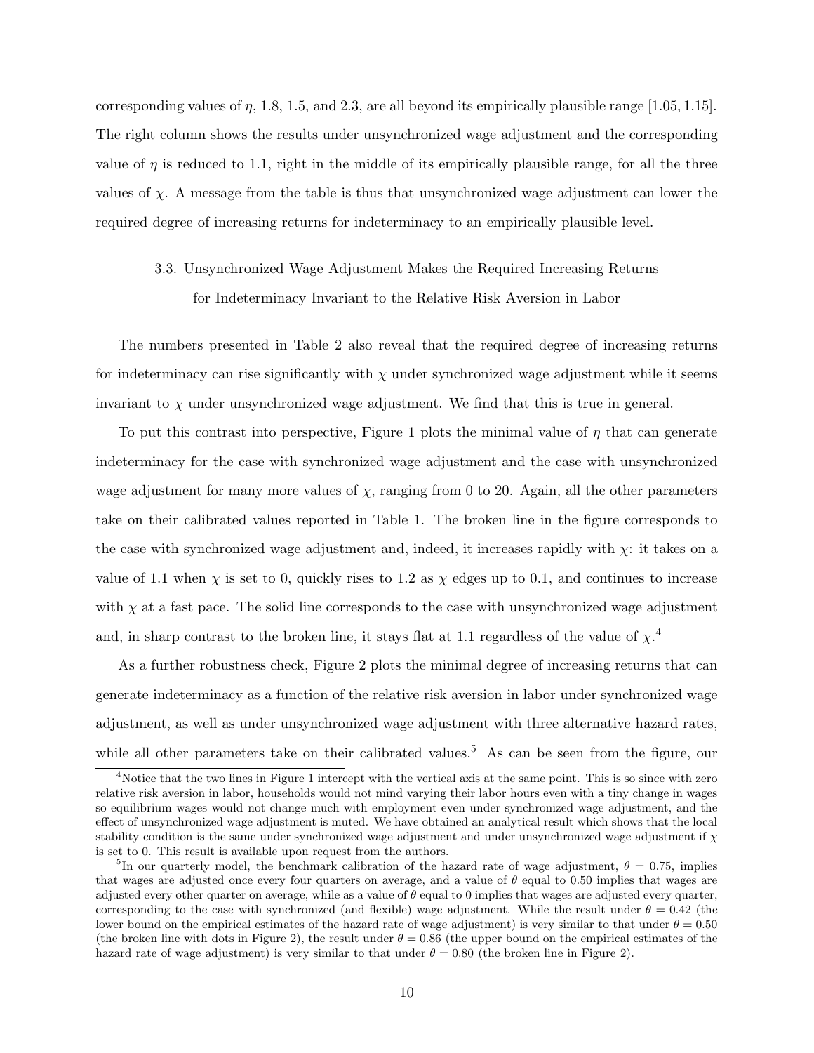corresponding values of $\eta$, 1.8, 1.5, and 2.3, are all beyond its empirically plausible range $[1.05, 1.15]$. The right column shows the results under unsynchronized wage adjustment and the corresponding value of $\eta$ is reduced to 1.1, right in the middle of its empirically plausible range, for all the three values of $\chi$. A message from the table is thus that unsynchronized wage adjustment can lower the required degree of increasing returns for indeterminacy to an empirically plausible level.

### 3.3. Unsynchronized Wage Adjustment Makes the Required Increasing Returns for Indeterminacy Invariant to the Relative Risk Aversion in Labor

The numbers presented in Table 2 also reveal that the required degree of increasing returns for indeterminacy can rise significantly with $\chi$ under synchronized wage adjustment while it seems invariant to $\chi$ under unsynchronized wage adjustment. We find that this is true in general.

To put this contrast into perspective, Figure 1 plots the minimal value of $\eta$ that can generate indeterminacy for the case with synchronized wage adjustment and the case with unsynchronized wage adjustment for many more values of $\chi$, ranging from 0 to 20. Again, all the other parameters take on their calibrated values reported in Table 1. The broken line in the figure corresponds to the case with synchronized wage adjustment and, indeed, it increases rapidly with $\chi$: it takes on a value of 1.1 when $\chi$ is set to 0, quickly rises to 1.2 as $\chi$ edges up to 0.1, and continues to increase with $\chi$ at a fast pace. The solid line corresponds to the case with unsynchronized wage adjustment and, in sharp contrast to the broken line, it stays flat at 1.1 regardless of the value of $\chi$.[4]

As a further robustness check, Figure 2 plots the minimal degree of increasing returns that can generate indeterminacy as a function of the relative risk aversion in labor under synchronized wage adjustment, as well as under unsynchronized wage adjustment with three alternative hazard rates, while all other parameters take on their calibrated values.[5] As can be seen from the figure, our

[4] Notice that the two lines in Figure 1 intercept with the vertical axis at the same point. This is so since with zero relative risk aversion in labor, households would not mind varying their labor hours even with a tiny change in wages so equilibrium wages would not change much with employment even under synchronized wage adjustment, and the effect of unsynchronized wage adjustment is muted. We have obtained an analytical result which shows that the local stability condition is the same under synchronized wage adjustment and under unsynchronized wage adjustment if $\chi$ is set to 0. This result is available upon request from the authors.

[5] In our quarterly model, the benchmark calibration of the hazard rate of wage adjustment, $\theta = 0.75$, implies that wages are adjusted once every four quarters on average, and a value of $\theta$ equal to 0.50 implies that wages are adjusted every other quarter on average, while as a value of $\theta$ equal to 0 implies that wages are adjusted every quarter, corresponding to the case with synchronized (and flexible) wage adjustment. While the result under $\theta = 0.42$ (the lower bound on the empirical estimates of the hazard rate of wage adjustment) is very similar to that under $\theta = 0.50$ (the broken line with dots in Figure 2), the result under $\theta = 0.86$ (the upper bound on the empirical estimates of the hazard rate of wage adjustment) is very similar to that under $\theta = 0.80$ (the broken line in Figure 2).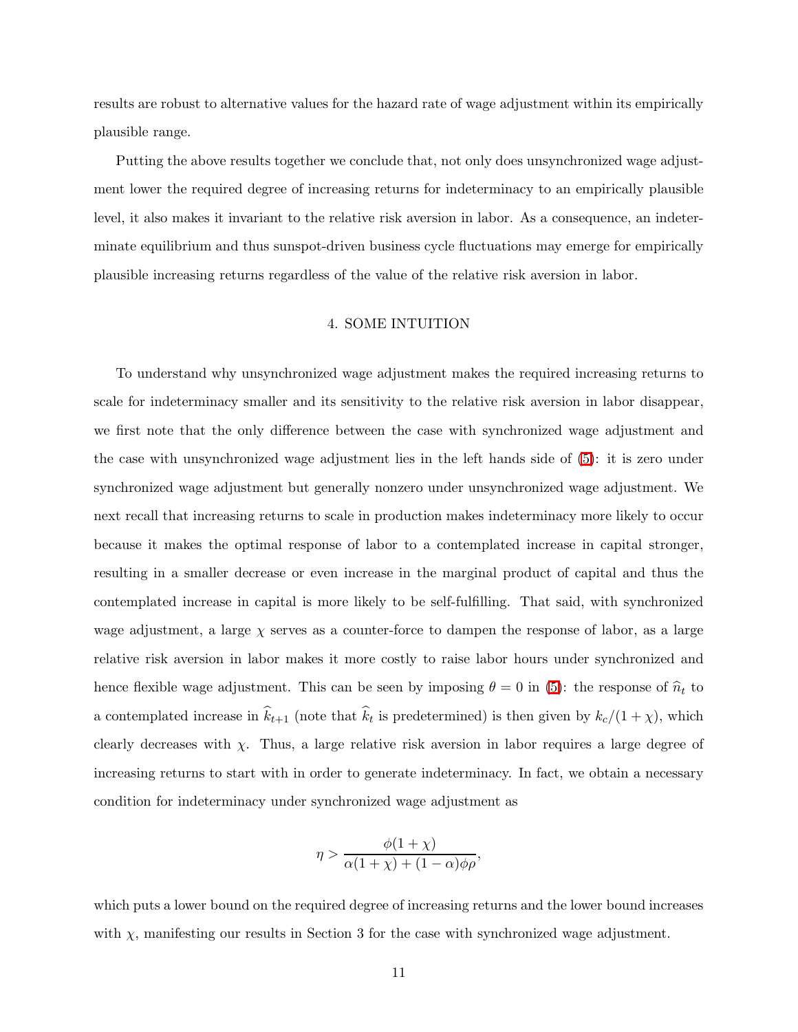results are robust to alternative values for the hazard rate of wage adjustment within its empirically plausible range.

Putting the above results together we conclude that, not only does unsynchronized wage adjustment lower the required degree of increasing returns for indeterminacy to an empirically plausible level, it also makes it invariant to the relative risk aversion in labor. As a consequence, an indeterminate equilibrium and thus sunspot-driven business cycle fluctuations may emerge for empirically plausible increasing returns regardless of the value of the relative risk aversion in labor.

## 4. SOME INTUITION

To understand why unsynchronized wage adjustment makes the required increasing returns to scale for indeterminacy smaller and its sensitivity to the relative risk aversion in labor disappear, we first note that the only difference between the case with synchronized wage adjustment and the case with unsynchronized wage adjustment lies in the left hands side of (5): it is zero under synchronized wage adjustment but generally nonzero under unsynchronized wage adjustment. We next recall that increasing returns to scale in production makes indeterminacy more likely to occur because it makes the optimal response of labor to a contemplated increase in capital stronger, resulting in a smaller decrease or even increase in the marginal product of capital and thus the contemplated increase in capital is more likely to be self-fulfilling. That said, with synchronized wage adjustment, a large $\chi$ serves as a counter-force to dampen the response of labor, as a large relative risk aversion in labor makes it more costly to raise labor hours under synchronized and hence flexible wage adjustment. This can be seen by imposing $\theta = 0$ in (5): the response of $\widehat{n}_t$ to a contemplated increase in $\widehat{k}_{t+1}$ (note that $\widehat{k}_t$ is predetermined) is then given by $k_c/(1+\chi)$, which clearly decreases with $\chi$. Thus, a large relative risk aversion in labor requires a large degree of increasing returns to start with in order to generate indeterminacy. In fact, we obtain a necessary condition for indeterminacy under synchronized wage adjustment as

$$\eta > \frac{\phi(1+\chi)}{\alpha(1+\chi) + (1-\alpha)\phi\rho},$$

which puts a lower bound on the required degree of increasing returns and the lower bound increases with $\chi$, manifesting our results in Section 3 for the case with synchronized wage adjustment.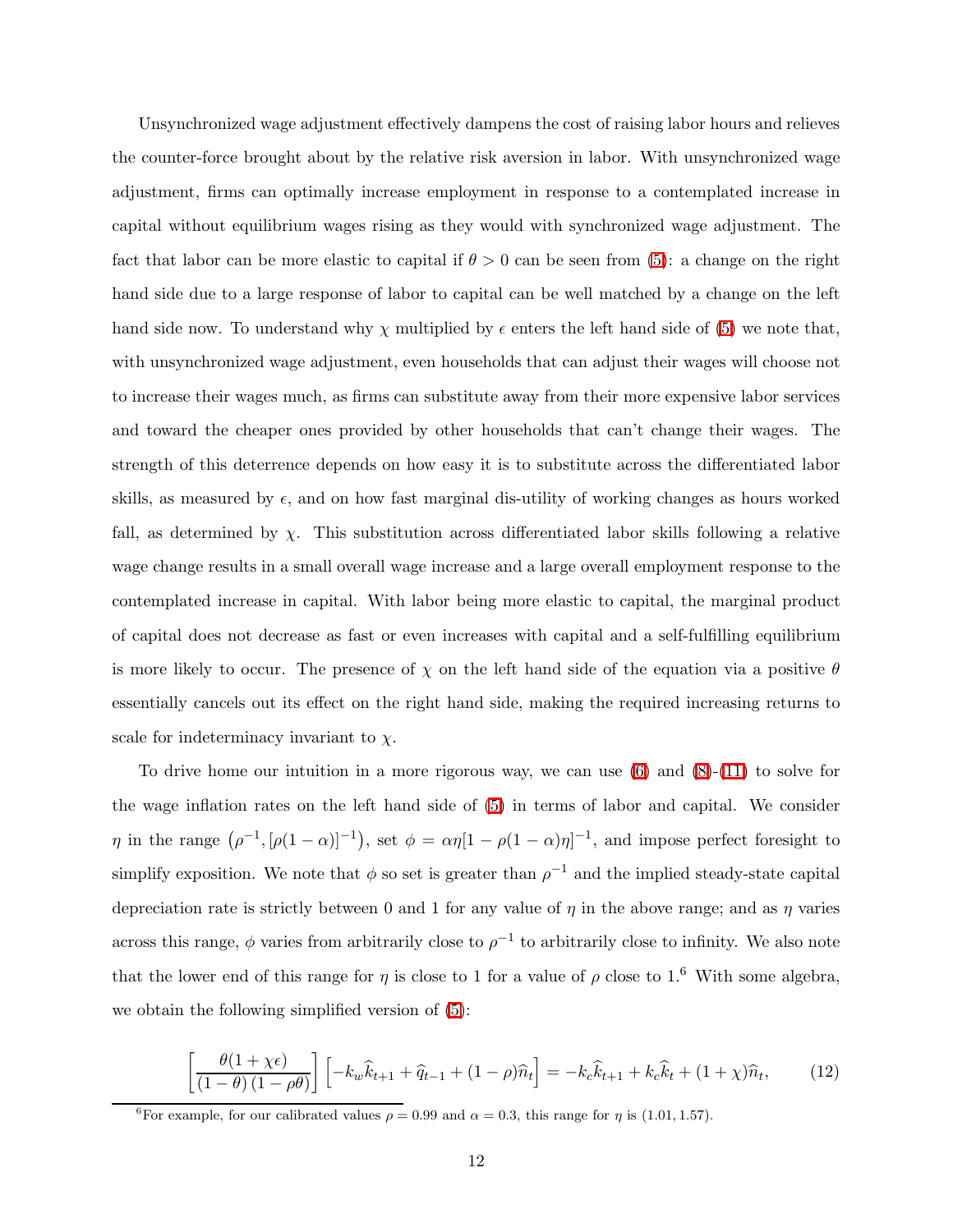Unsynchronized wage adjustment effectively dampens the cost of raising labor hours and relieves the counter-force brought about by the relative risk aversion in labor. With unsynchronized wage adjustment, firms can optimally increase employment in response to a contemplated increase in capital without equilibrium wages rising as they would with synchronized wage adjustment. The fact that labor can be more elastic to capital if $\theta > 0$ can be seen from (5): a change on the right hand side due to a large response of labor to capital can be well matched by a change on the left hand side now. To understand why $\chi$ multiplied by $\epsilon$ enters the left hand side of (5) we note that, with unsynchronized wage adjustment, even households that can adjust their wages will choose not to increase their wages much, as firms can substitute away from their more expensive labor services and toward the cheaper ones provided by other households that can't change their wages. The strength of this deterrence depends on how easy it is to substitute across the differentiated labor skills, as measured by $\epsilon$, and on how fast marginal dis-utility of working changes as hours worked fall, as determined by $\chi$. This substitution across differentiated labor skills following a relative wage change results in a small overall wage increase and a large overall employment response to the contemplated increase in capital. With labor being more elastic to capital, the marginal product of capital does not decrease as fast or even increases with capital and a self-fulfilling equilibrium is more likely to occur. The presence of $\chi$ on the left hand side of the equation via a positive $\theta$ essentially cancels out its effect on the right hand side, making the required increasing returns to scale for indeterminacy invariant to $\chi$.

To drive home our intuition in a more rigorous way, we can use (6) and (8)-(11) to solve for the wage inflation rates on the left hand side of (5) in terms of labor and capital. We consider $\eta$ in the range $\left(\rho^{-1}, [\rho(1-\alpha)]^{-1}\right)$, set $\phi = \alpha\eta[1-\rho(1-\alpha)\eta]^{-1}$, and impose perfect foresight to simplify exposition. We note that $\phi$ so set is greater than $\rho^{-1}$ and the implied steady-state capital depreciation rate is strictly between 0 and 1 for any value of $\eta$ in the above range; and as $\eta$ varies across this range, $\phi$ varies from arbitrarily close to $\rho^{-1}$ to arbitrarily close to infinity. We also note that the lower end of this range for $\eta$ is close to 1 for a value of $\rho$ close to 1.[6] With some algebra, we obtain the following simplified version of (5):

$$\left[\frac{\theta(1+\chi\epsilon)}{(1-\theta)(1-\rho\theta)}\right]\left[-k_w\widehat{k}_{t+1}+\widehat{q}_{t-1}+(1-\rho)\widehat{n}_t\right] = -k_c\widehat{k}_{t+1}+k_c\widehat{k}_t+(1+\chi)\widehat{n}_t, \tag{12}$$

[6] For example, for our calibrated values $\rho = 0.99$ and $\alpha = 0.3$, this range for $\eta$ is $(1.01, 1.57)$.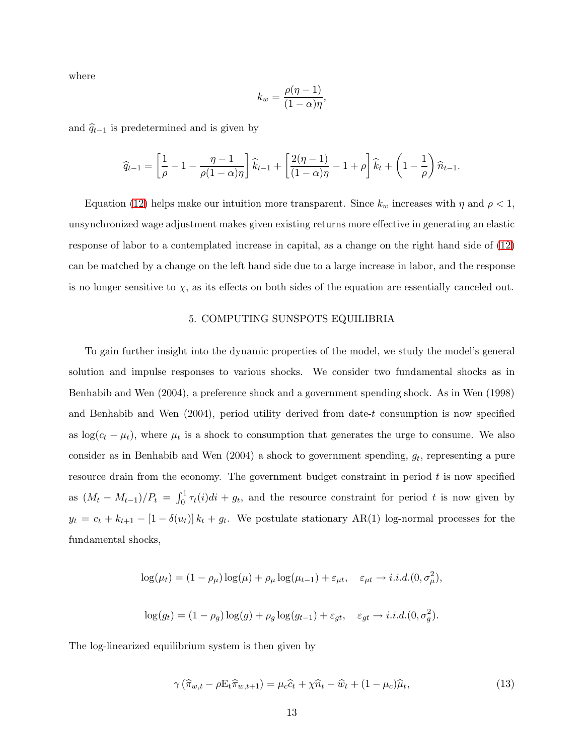where

$$k_w = \frac{\rho(\eta - 1)}{(1-\alpha)\eta},$$

and $\widehat{q}_{t-1}$ is predetermined and is given by

$$\widehat{q}_{t-1} = \left[\frac{1}{\rho} - 1 - \frac{\eta - 1}{\rho(1-\alpha)\eta}\right]\widehat{k}_{t-1} + \left[\frac{2(\eta-1)}{(1-\alpha)\eta} - 1 + \rho\right]\widehat{k}_t + \left(1 - \frac{1}{\rho}\right)\widehat{n}_{t-1}.$$

Equation (12) helps make our intuition more transparent. Since $k_w$ increases with $\eta$ and $\rho < 1$, unsynchronized wage adjustment makes given existing returns more effective in generating an elastic response of labor to a contemplated increase in capital, as a change on the right hand side of (12) can be matched by a change on the left hand side due to a large increase in labor, and the response is no longer sensitive to $\chi$, as its effects on both sides of the equation are essentially canceled out.

## 5. COMPUTING SUNSPOTS EQUILIBRIA

To gain further insight into the dynamic properties of the model, we study the model's general solution and impulse responses to various shocks. We consider two fundamental shocks as in Benhabib and Wen (2004), a preference shock and a government spending shock. As in Wen (1998) and Benhabib and Wen (2004), period utility derived from date-$t$ consumption is now specified as $\log(c_t - \mu_t)$, where $\mu_t$ is a shock to consumption that generates the urge to consume. We also consider as in Benhabib and Wen (2004) a shock to government spending, $g_t$, representing a pure resource drain from the economy. The government budget constraint in period $t$ is now specified as $(M_t - M_{t-1})/P_t = \int_0^1 \tau_t(i)di + g_t$, and the resource constraint for period $t$ is now given by $y_t = c_t + k_{t+1} - [1 - \delta(u_t)]\, k_t + g_t$. We postulate stationary AR(1) log-normal processes for the fundamental shocks,

$$\log(\mu_t) = (1-\rho_\mu)\log(\mu) + \rho_\mu \log(\mu_{t-1}) + \varepsilon_{\mu t}, \quad \varepsilon_{\mu t} \to i.i.d.(0, \sigma_\mu^2),$$

$$\log(g_t) = (1-\rho_g)\log(g) + \rho_g \log(g_{t-1}) + \varepsilon_{gt}, \quad \varepsilon_{gt} \to i.i.d.(0, \sigma_g^2).$$

The log-linearized equilibrium system is then given by

$$\gamma\left(\widehat{\pi}_{w,t} - \rho \mathrm{E}_t \widehat{\pi}_{w,t+1}\right) = \mu_c \widehat{c}_t + \chi \widehat{n}_t - \widehat{w}_t + (1-\mu_c)\widehat{\mu}_t, \tag{13}$$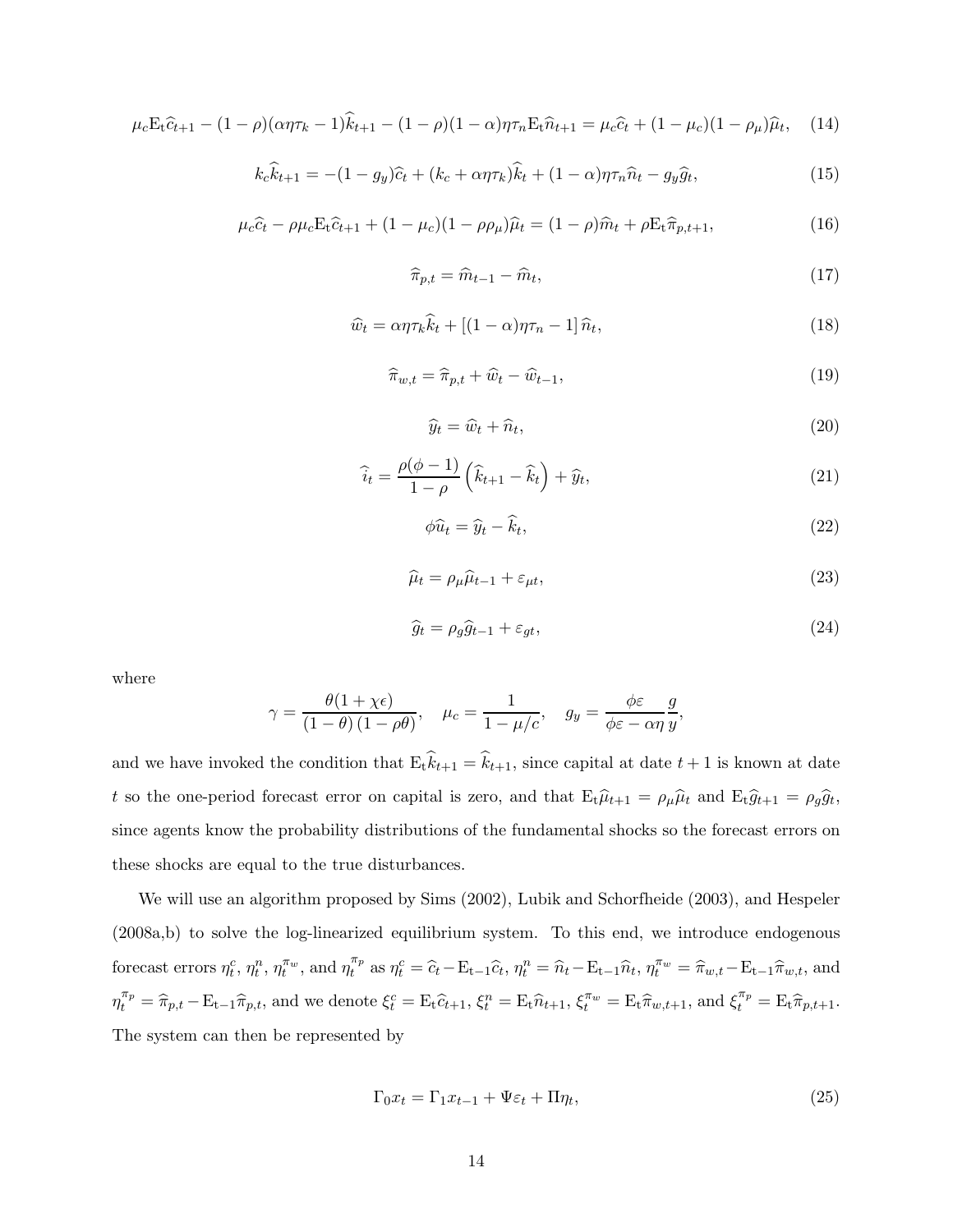$$\mu_c \mathrm{E}_t \widehat{c}_{t+1} - (1-\rho)(\alpha\eta\tau_k - 1)\widehat{k}_{t+1} - (1-\rho)(1-\alpha)\eta\tau_n \mathrm{E}_t \widehat{n}_{t+1} = \mu_c \widehat{c}_t + (1-\mu_c)(1-\rho_\mu)\widehat{\mu}_t, \quad (14)$$

$$k_c \widehat{k}_{t+1} = -(1-g_y)\widehat{c}_t + (k_c + \alpha\eta\tau_k)\widehat{k}_t + (1-\alpha)\eta\tau_n \widehat{n}_t - g_y \widehat{g}_t, \quad (15)$$

$$\mu_c \widehat{c}_t - \rho\mu_c \mathrm{E}_t \widehat{c}_{t+1} + (1-\mu_c)(1-\rho\rho_\mu)\widehat{\mu}_t = (1-\rho)\widehat{m}_t + \rho \mathrm{E}_t \widehat{\pi}_{p,t+1}, \quad (16)$$

$$\widehat{\pi}_{p,t} = \widehat{m}_{t-1} - \widehat{m}_t, \quad (17)$$

$$\widehat{w}_t = \alpha\eta\tau_k \widehat{k}_t + \left[(1-\alpha)\eta\tau_n - 1\right]\widehat{n}_t, \quad (18)$$

$$\widehat{\pi}_{w,t} = \widehat{\pi}_{p,t} + \widehat{w}_t - \widehat{w}_{t-1}, \quad (19)$$

$$\widehat{y}_t = \widehat{w}_t + \widehat{n}_t, \quad (20)$$

$$\widehat{i}_t = \frac{\rho(\phi-1)}{1-\rho}\left(\widehat{k}_{t+1} - \widehat{k}_t\right) + \widehat{y}_t, \quad (21)$$

$$\phi\widehat{u}_t = \widehat{y}_t - \widehat{k}_t, \quad (22)$$

$$\widehat{\mu}_t = \rho_\mu \widehat{\mu}_{t-1} + \varepsilon_{\mu t}, \quad (23)$$

$$\widehat{g}_t = \rho_g \widehat{g}_{t-1} + \varepsilon_{gt}, \quad (24)$$

where

$$\gamma = \frac{\theta(1+\chi\epsilon)}{(1-\theta)(1-\rho\theta)}, \quad \mu_c = \frac{1}{1-\mu/c}, \quad g_y = \frac{\phi\varepsilon}{\phi\varepsilon - \alpha\eta}\frac{g}{y},$$

and we have invoked the condition that $\mathrm{E}_t\widehat{k}_{t+1} = \widehat{k}_{t+1}$, since capital at date $t+1$ is known at date $t$ so the one-period forecast error on capital is zero, and that $\mathrm{E}_t\widehat{\mu}_{t+1} = \rho_\mu\widehat{\mu}_t$ and $\mathrm{E}_t\widehat{g}_{t+1} = \rho_g\widehat{g}_t$, since agents know the probability distributions of the fundamental shocks so the forecast errors on these shocks are equal to the true disturbances.

We will use an algorithm proposed by Sims (2002), Lubik and Schorfheide (2003), and Hespeler (2008a,b) to solve the log-linearized equilibrium system. To this end, we introduce endogenous forecast errors $\eta_t^c$, $\eta_t^n$, $\eta_t^{\pi_w}$, and $\eta_t^{\pi_p}$ as $\eta_t^c = \widehat{c}_t - \mathrm{E}_{t-1}\widehat{c}_t$, $\eta_t^n = \widehat{n}_t - \mathrm{E}_{t-1}\widehat{n}_t$, $\eta_t^{\pi_w} = \widehat{\pi}_{w,t} - \mathrm{E}_{t-1}\widehat{\pi}_{w,t}$, and $\eta_t^{\pi_p} = \widehat{\pi}_{p,t} - \mathrm{E}_{t-1}\widehat{\pi}_{p,t}$, and we denote $\xi_t^c = \mathrm{E}_t\widehat{c}_{t+1}$, $\xi_t^n = \mathrm{E}_t\widehat{n}_{t+1}$, $\xi_t^{\pi_w} = \mathrm{E}_t\widehat{\pi}_{w,t+1}$, and $\xi_t^{\pi_p} = \mathrm{E}_t\widehat{\pi}_{p,t+1}$. The system can then be represented by

$$\Gamma_0 x_t = \Gamma_1 x_{t-1} + \Psi\varepsilon_t + \Pi\eta_t, \quad (25)$$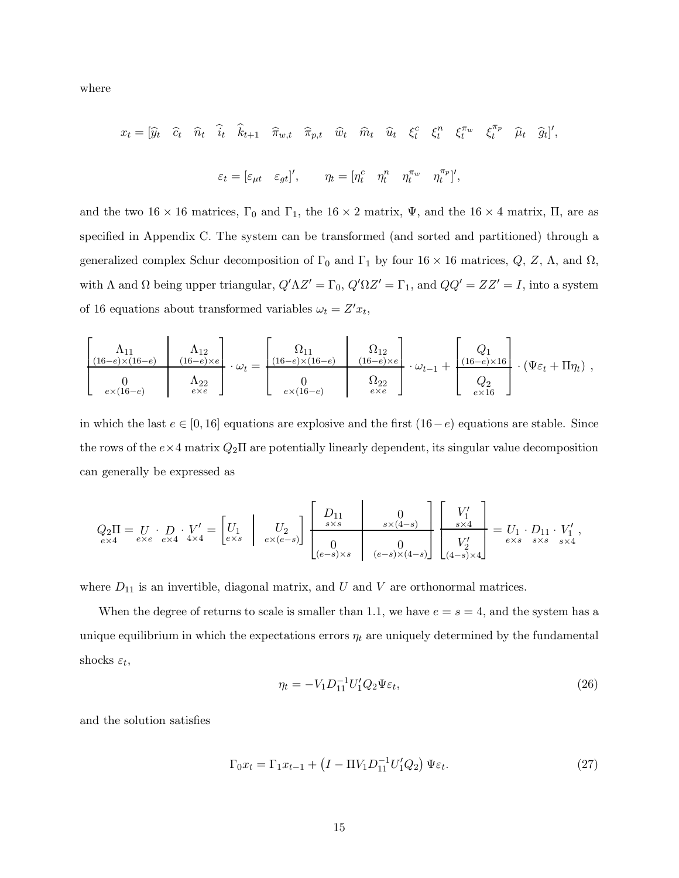where

$$x_t = [\widehat{y}_t \quad \widehat{c}_t \quad \widehat{n}_t \quad \widehat{i}_t \quad \widehat{k}_{t+1} \quad \widehat{\pi}_{w,t} \quad \widehat{\pi}_{p,t} \quad \widehat{w}_t \quad \widehat{m}_t \quad \widehat{u}_t \quad \xi_t^c \quad \xi_t^n \quad \xi_t^{\pi_w} \quad \xi_t^{\pi_p} \quad \widehat{\mu}_t \quad \widehat{g}_t]',$$

$$\varepsilon_t = [\varepsilon_{\mu t} \quad \varepsilon_{gt}]', \qquad \eta_t = [\eta_t^c \quad \eta_t^n \quad \eta_t^{\pi_w} \quad \eta_t^{\pi_p}]',$$

and the two $16 \times 16$ matrices, $\Gamma_0$ and $\Gamma_1$, the $16 \times 2$ matrix, $\Psi$, and the $16 \times 4$ matrix, $\Pi$, are as specified in Appendix C. The system can be transformed (and sorted and partitioned) through a generalized complex Schur decomposition of $\Gamma_0$ and $\Gamma_1$ by four $16 \times 16$ matrices, $Q$, $Z$, $\Lambda$, and $\Omega$, with $\Lambda$ and $\Omega$ being upper triangular, $Q'\Lambda Z' = \Gamma_0$, $Q'\Omega Z' = \Gamma_1$, and $QQ' = ZZ' = I$, into a system of 16 equations about transformed variables $\omega_t = Z'x_t$,

$$\left[\begin{array}{c|c} \underset{(16-e)\times(16-e)}{\Lambda_{11}} & \underset{(16-e)\times e}{\Lambda_{12}} \\ \hline \underset{e\times(16-e)}{0} & \underset{e\times e}{\Lambda_{22}} \end{array}\right] \cdot \omega_t = \left[\begin{array}{c|c} \underset{(16-e)\times(16-e)}{\Omega_{11}} & \underset{(16-e)\times e}{\Omega_{12}} \\ \hline \underset{e\times(16-e)}{0} & \underset{e\times e}{\Omega_{22}} \end{array}\right] \cdot \omega_{t-1} + \left[\begin{array}{c} \underset{(16-e)\times 16}{Q_1} \\ \hline \underset{e\times 16}{Q_2} \end{array}\right] \cdot (\Psi\varepsilon_t + \Pi\eta_t) \ ,$$

in which the last $e \in [0, 16]$ equations are explosive and the first $(16-e)$ equations are stable. Since the rows of the $e \times 4$ matrix $Q_2\Pi$ are potentially linearly dependent, its singular value decomposition can generally be expressed as

$$\underset{e\times 4}{Q_2\Pi} = \underset{e\times e}{U} \cdot \underset{e\times 4}{D} \cdot \underset{4\times 4}{V'} = \left[\begin{array}{c|c} \underset{e\times s}{U_1} & \underset{e\times(e-s)}{U_2} \end{array}\right] \left[\begin{array}{c|c} \underset{s\times s}{D_{11}} & \underset{s\times(4-s)}{0} \\ \hline \underset{(e-s)\times s}{0} & \underset{(e-s)\times(4-s)}{0} \end{array}\right] \left[\begin{array}{c} \underset{s\times 4}{V_1'} \\ \hline \underset{(4-s)\times 4}{V_2'} \end{array}\right] = \underset{e\times s}{U_1} \cdot \underset{s\times s}{D_{11}} \cdot \underset{s\times 4}{V_1'} \ ,$$

where $D_{11}$ is an invertible, diagonal matrix, and $U$ and $V$ are orthonormal matrices.

When the degree of returns to scale is smaller than 1.1, we have $e = s = 4$, and the system has a unique equilibrium in which the expectations errors $\eta_t$ are uniquely determined by the fundamental shocks $\varepsilon_t$,

$$\eta_t = -V_1 D_{11}^{-1} U_1' Q_2 \Psi \varepsilon_t, \tag{26}$$

and the solution satisfies

$$\Gamma_0 x_t = \Gamma_1 x_{t-1} + \left(I - \Pi V_1 D_{11}^{-1} U_1' Q_2\right) \Psi \varepsilon_t. \tag{27}$$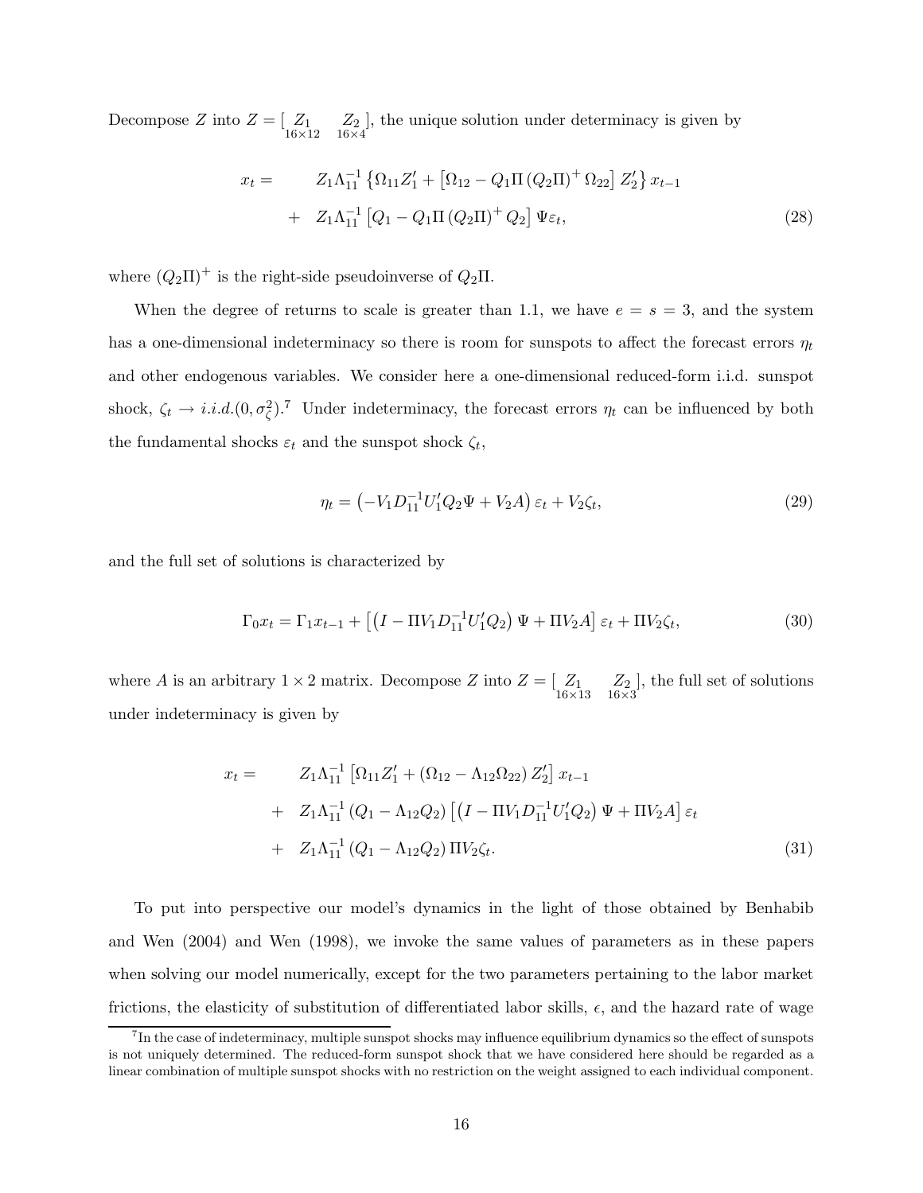Decompose $Z$ into $Z = [\underset{16\times 12}{Z_1} \quad \underset{16\times 4}{Z_2}]$, the unique solution under determinacy is given by

$$
\begin{aligned}
x_t = \quad & Z_1 \Lambda_{11}^{-1} \left\{ \Omega_{11} Z_1' + \left[ \Omega_{12} - Q_1 \Pi \left( Q_2 \Pi \right)^{+} \Omega_{22} \right] Z_2' \right\} x_{t-1} \\
+ \quad & Z_1 \Lambda_{11}^{-1} \left[ Q_1 - Q_1 \Pi \left( Q_2 \Pi \right)^{+} Q_2 \right] \Psi \varepsilon_t,
\end{aligned} \tag{28}
$$

where $(Q_2\Pi)^{+}$ is the right-side pseudoinverse of $Q_2\Pi$.

When the degree of returns to scale is greater than 1.1, we have $e = s = 3$, and the system has a one-dimensional indeterminacy so there is room for sunspots to affect the forecast errors $\eta_t$ and other endogenous variables. We consider here a one-dimensional reduced-form i.i.d. sunspot shock, $\zeta_t \rightarrow i.i.d.(0, \sigma_\zeta^2)$.[7] Under indeterminacy, the forecast errors $\eta_t$ can be influenced by both the fundamental shocks $\varepsilon_t$ and the sunspot shock $\zeta_t$,

$$
\eta_t = \left( -V_1 D_{11}^{-1} U_1' Q_2 \Psi + V_2 A \right) \varepsilon_t + V_2 \zeta_t, \tag{29}
$$

and the full set of solutions is characterized by

$$
\Gamma_0 x_t = \Gamma_1 x_{t-1} + \left[ \left( I - \Pi V_1 D_{11}^{-1} U_1' Q_2 \right) \Psi + \Pi V_2 A \right] \varepsilon_t + \Pi V_2 \zeta_t, \tag{30}
$$

where $A$ is an arbitrary $1 \times 2$ matrix. Decompose $Z$ into $Z = [\underset{16\times 13}{Z_1} \quad \underset{16\times 3}{Z_2}]$, the full set of solutions under indeterminacy is given by

$$
\begin{aligned}
x_t = \quad & Z_1 \Lambda_{11}^{-1} \left[ \Omega_{11} Z_1' + \left( \Omega_{12} - \Lambda_{12} \Omega_{22} \right) Z_2' \right] x_{t-1} \\
+ \quad & Z_1 \Lambda_{11}^{-1} \left( Q_1 - \Lambda_{12} Q_2 \right) \left[ \left( I - \Pi V_1 D_{11}^{-1} U_1' Q_2 \right) \Psi + \Pi V_2 A \right] \varepsilon_t \\
+ \quad & Z_1 \Lambda_{11}^{-1} \left( Q_1 - \Lambda_{12} Q_2 \right) \Pi V_2 \zeta_t.
\end{aligned} \tag{31}
$$

To put into perspective our model's dynamics in the light of those obtained by Benhabib and Wen (2004) and Wen (1998), we invoke the same values of parameters as in these papers when solving our model numerically, except for the two parameters pertaining to the labor market frictions, the elasticity of substitution of differentiated labor skills, $\epsilon$, and the hazard rate of wage

[7] In the case of indeterminacy, multiple sunspot shocks may influence equilibrium dynamics so the effect of sunspots is not uniquely determined. The reduced-form sunspot shock that we have considered here should be regarded as a linear combination of multiple sunspot shocks with no restriction on the weight assigned to each individual component.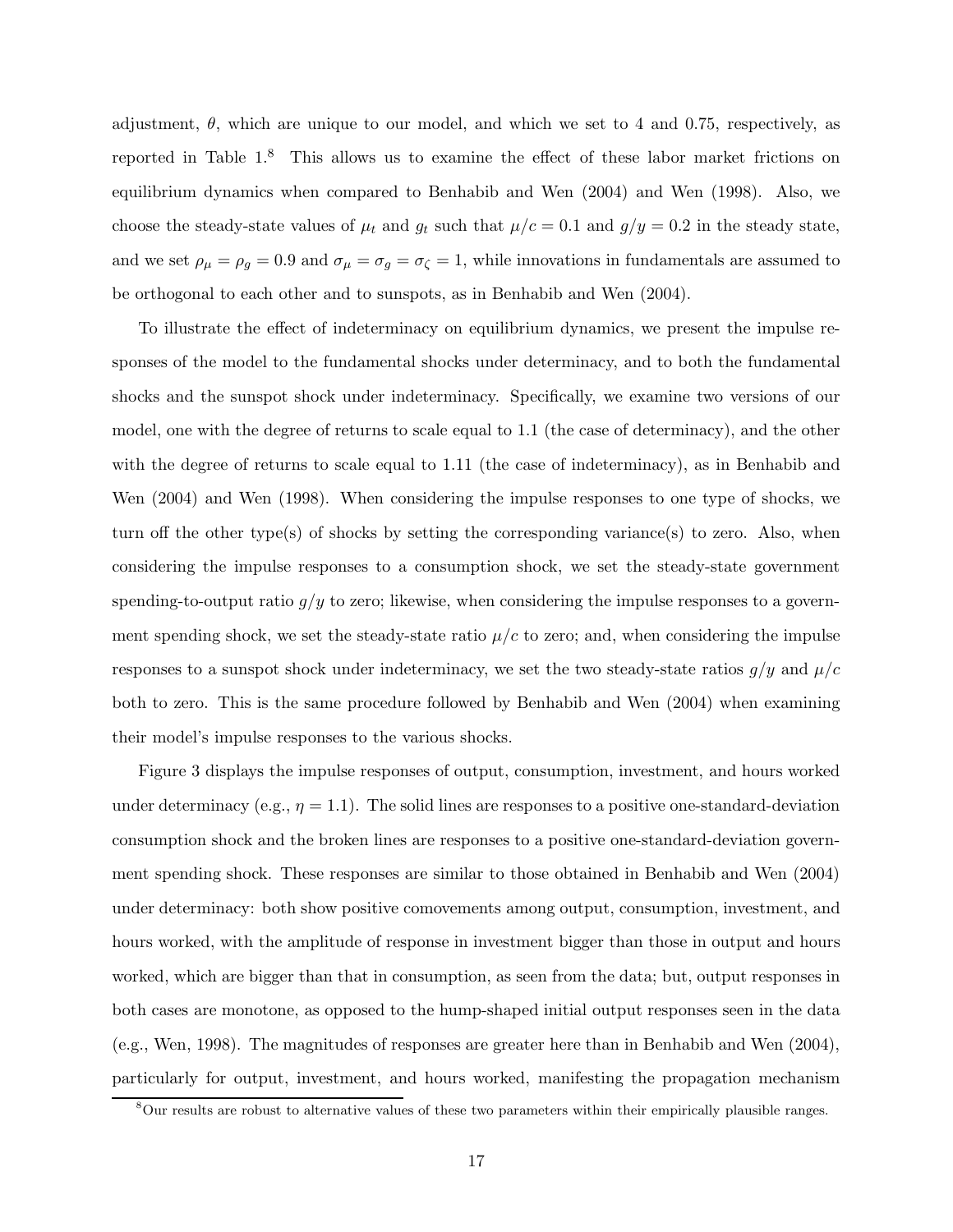adjustment, $\theta$, which are unique to our model, and which we set to 4 and 0.75, respectively, as reported in Table 1.[8] This allows us to examine the effect of these labor market frictions on equilibrium dynamics when compared to Benhabib and Wen (2004) and Wen (1998). Also, we choose the steady-state values of $\mu_t$ and $g_t$ such that $\mu/c = 0.1$ and $g/y = 0.2$ in the steady state, and we set $\rho_\mu = \rho_g = 0.9$ and $\sigma_\mu = \sigma_g = \sigma_\zeta = 1$, while innovations in fundamentals are assumed to be orthogonal to each other and to sunspots, as in Benhabib and Wen (2004).

To illustrate the effect of indeterminacy on equilibrium dynamics, we present the impulse responses of the model to the fundamental shocks under determinacy, and to both the fundamental shocks and the sunspot shock under indeterminacy. Specifically, we examine two versions of our model, one with the degree of returns to scale equal to 1.1 (the case of determinacy), and the other with the degree of returns to scale equal to 1.11 (the case of indeterminacy), as in Benhabib and Wen (2004) and Wen (1998). When considering the impulse responses to one type of shocks, we turn off the other type(s) of shocks by setting the corresponding variance(s) to zero. Also, when considering the impulse responses to a consumption shock, we set the steady-state government spending-to-output ratio $g/y$ to zero; likewise, when considering the impulse responses to a government spending shock, we set the steady-state ratio $\mu/c$ to zero; and, when considering the impulse responses to a sunspot shock under indeterminacy, we set the two steady-state ratios $g/y$ and $\mu/c$ both to zero. This is the same procedure followed by Benhabib and Wen (2004) when examining their model's impulse responses to the various shocks.

Figure 3 displays the impulse responses of output, consumption, investment, and hours worked under determinacy (e.g., $\eta = 1.1$). The solid lines are responses to a positive one-standard-deviation consumption shock and the broken lines are responses to a positive one-standard-deviation government spending shock. These responses are similar to those obtained in Benhabib and Wen (2004) under determinacy: both show positive comovements among output, consumption, investment, and hours worked, with the amplitude of response in investment bigger than those in output and hours worked, which are bigger than that in consumption, as seen from the data; but, output responses in both cases are monotone, as opposed to the hump-shaped initial output responses seen in the data (e.g., Wen, 1998). The magnitudes of responses are greater here than in Benhabib and Wen (2004), particularly for output, investment, and hours worked, manifesting the propagation mechanism

[8] Our results are robust to alternative values of these two parameters within their empirically plausible ranges.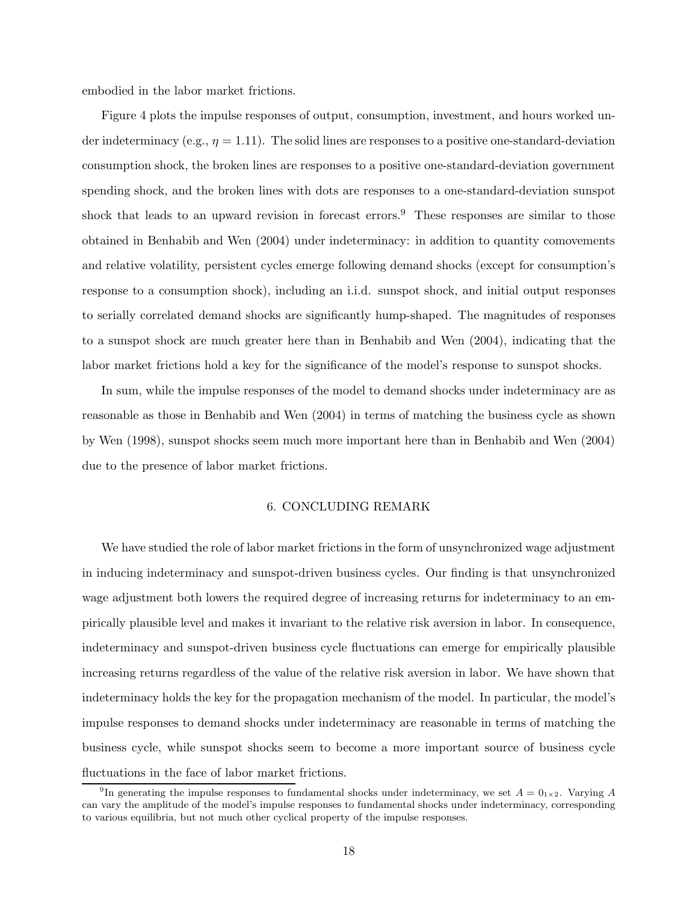embodied in the labor market frictions.

Figure 4 plots the impulse responses of output, consumption, investment, and hours worked under indeterminacy (e.g., $\eta = 1.11$). The solid lines are responses to a positive one-standard-deviation consumption shock, the broken lines are responses to a positive one-standard-deviation government spending shock, and the broken lines with dots are responses to a one-standard-deviation sunspot shock that leads to an upward revision in forecast errors.[9] These responses are similar to those obtained in Benhabib and Wen (2004) under indeterminacy: in addition to quantity comovements and relative volatility, persistent cycles emerge following demand shocks (except for consumption's response to a consumption shock), including an i.i.d. sunspot shock, and initial output responses to serially correlated demand shocks are significantly hump-shaped. The magnitudes of responses to a sunspot shock are much greater here than in Benhabib and Wen (2004), indicating that the labor market frictions hold a key for the significance of the model's response to sunspot shocks.

In sum, while the impulse responses of the model to demand shocks under indeterminacy are as reasonable as those in Benhabib and Wen (2004) in terms of matching the business cycle as shown by Wen (1998), sunspot shocks seem much more important here than in Benhabib and Wen (2004) due to the presence of labor market frictions.

## 6. CONCLUDING REMARK

We have studied the role of labor market frictions in the form of unsynchronized wage adjustment in inducing indeterminacy and sunspot-driven business cycles. Our finding is that unsynchronized wage adjustment both lowers the required degree of increasing returns for indeterminacy to an empirically plausible level and makes it invariant to the relative risk aversion in labor. In consequence, indeterminacy and sunspot-driven business cycle fluctuations can emerge for empirically plausible increasing returns regardless of the value of the relative risk aversion in labor. We have shown that indeterminacy holds the key for the propagation mechanism of the model. In particular, the model's impulse responses to demand shocks under indeterminacy are reasonable in terms of matching the business cycle, while sunspot shocks seem to become a more important source of business cycle fluctuations in the face of labor market frictions.

---

[9] In generating the impulse responses to fundamental shocks under indeterminacy, we set $A = 0_{1\times 2}$. Varying $A$ can vary the amplitude of the model's impulse responses to fundamental shocks under indeterminacy, corresponding to various equilibria, but not much other cyclical property of the impulse responses.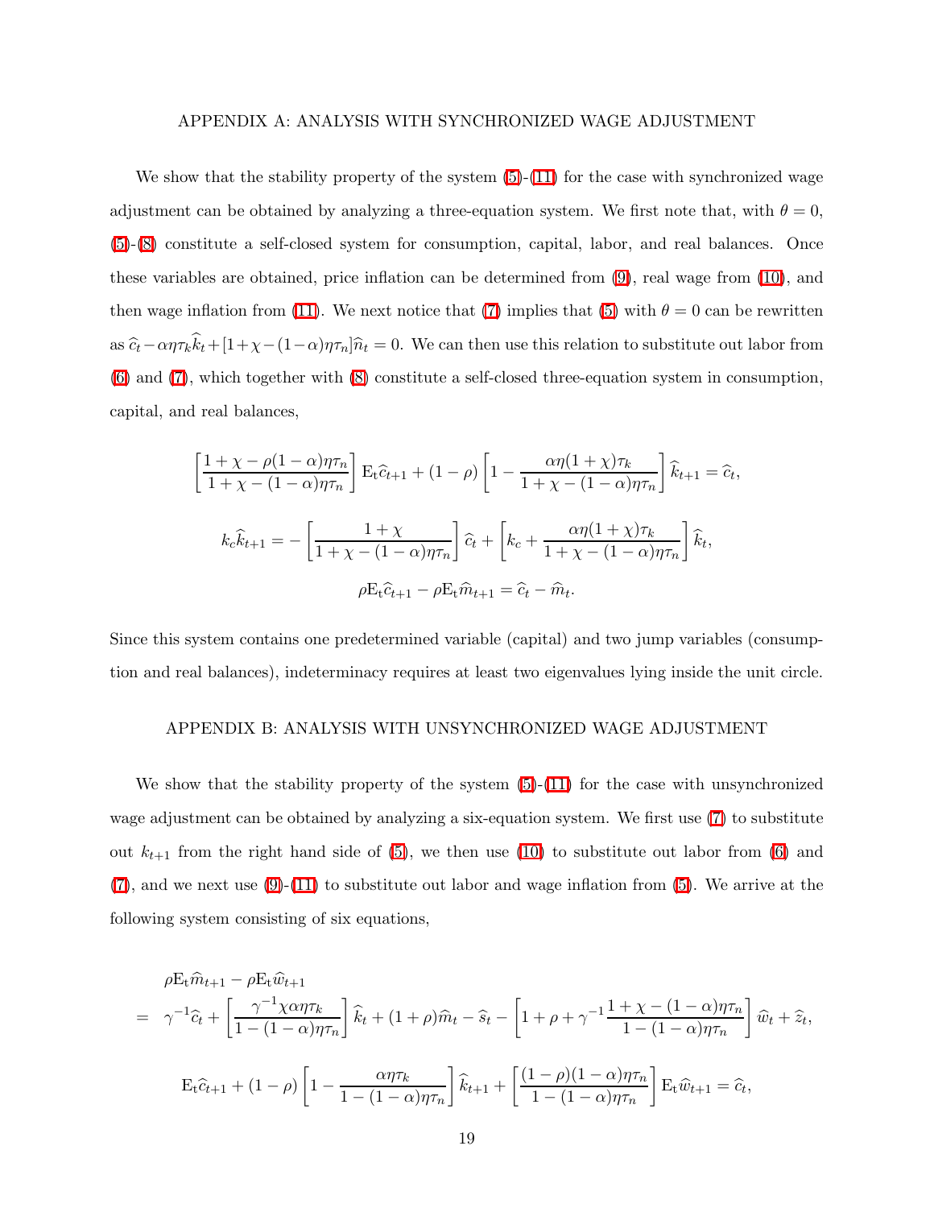## APPENDIX A: ANALYSIS WITH SYNCHRONIZED WAGE ADJUSTMENT

We show that the stability property of the system (5)-(11) for the case with synchronized wage adjustment can be obtained by analyzing a three-equation system. We first note that, with $\theta = 0$, (5)-(8) constitute a self-closed system for consumption, capital, labor, and real balances. Once these variables are obtained, price inflation can be determined from (9), real wage from (10), and then wage inflation from (11). We next notice that (7) implies that (5) with $\theta = 0$ can be rewritten as $\widehat{c}_t - \alpha\eta\tau_k\widehat{k}_t + [1+\chi-(1-\alpha)\eta\tau_n]\widehat{n}_t = 0$. We can then use this relation to substitute out labor from (6) and (7), which together with (8) constitute a self-closed three-equation system in consumption, capital, and real balances,

$$\left[\frac{1+\chi-\rho(1-\alpha)\eta\tau_n}{1+\chi-(1-\alpha)\eta\tau_n}\right]\mathrm{E}_t\widehat{c}_{t+1} + (1-\rho)\left[1-\frac{\alpha\eta(1+\chi)\tau_k}{1+\chi-(1-\alpha)\eta\tau_n}\right]\widehat{k}_{t+1} = \widehat{c}_t,$$

$$k_c\widehat{k}_{t+1} = -\left[\frac{1+\chi}{1+\chi-(1-\alpha)\eta\tau_n}\right]\widehat{c}_t + \left[k_c + \frac{\alpha\eta(1+\chi)\tau_k}{1+\chi-(1-\alpha)\eta\tau_n}\right]\widehat{k}_t,$$

$$\rho\mathrm{E}_t\widehat{c}_{t+1} - \rho\mathrm{E}_t\widehat{m}_{t+1} = \widehat{c}_t - \widehat{m}_t.$$

Since this system contains one predetermined variable (capital) and two jump variables (consumption and real balances), indeterminacy requires at least two eigenvalues lying inside the unit circle.

## APPENDIX B: ANALYSIS WITH UNSYNCHRONIZED WAGE ADJUSTMENT

We show that the stability property of the system (5)-(11) for the case with unsynchronized wage adjustment can be obtained by analyzing a six-equation system. We first use (7) to substitute out $k_{t+1}$ from the right hand side of (5), we then use (10) to substitute out labor from (6) and (7), and we next use (9)-(11) to substitute out labor and wage inflation from (5). We arrive at the following system consisting of six equations,

$$\begin{aligned}
&\rho\mathrm{E}_t\widehat{m}_{t+1} - \rho\mathrm{E}_t\widehat{w}_{t+1} \\
=\ &\gamma^{-1}\widehat{c}_t + \left[\frac{\gamma^{-1}\chi\alpha\eta\tau_k}{1-(1-\alpha)\eta\tau_n}\right]\widehat{k}_t + (1+\rho)\widehat{m}_t - \widehat{s}_t - \left[1+\rho+\gamma^{-1}\frac{1+\chi-(1-\alpha)\eta\tau_n}{1-(1-\alpha)\eta\tau_n}\right]\widehat{w}_t + \widehat{z}_t,
\end{aligned}$$

$$\mathrm{E}_t\widehat{c}_{t+1} + (1-\rho)\left[1-\frac{\alpha\eta\tau_k}{1-(1-\alpha)\eta\tau_n}\right]\widehat{k}_{t+1} + \left[\frac{(1-\rho)(1-\alpha)\eta\tau_n}{1-(1-\alpha)\eta\tau_n}\right]\mathrm{E}_t\widehat{w}_{t+1} = \widehat{c}_t,$$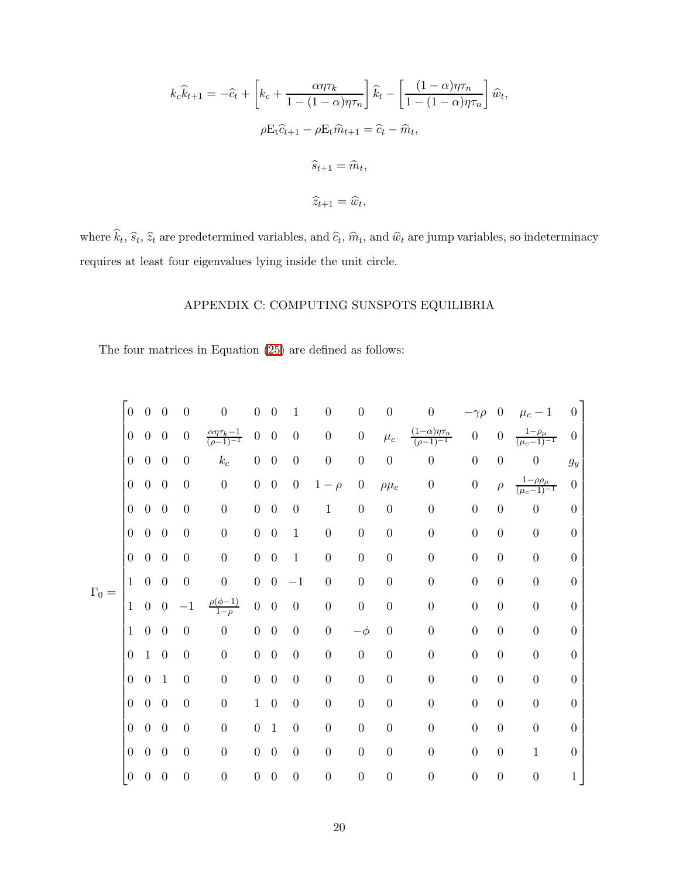$$k_c \widehat{k}_{t+1} = -\widehat{c}_t + \left[k_c + \frac{\alpha\eta\tau_k}{1-(1-\alpha)\eta\tau_n}\right]\widehat{k}_t - \left[\frac{(1-\alpha)\eta\tau_n}{1-(1-\alpha)\eta\tau_n}\right]\widehat{w}_t,$$

$$\rho \mathrm{E_t}\widehat{c}_{t+1} - \rho \mathrm{E_t}\widehat{m}_{t+1} = \widehat{c}_t - \widehat{m}_t,$$

$$\widehat{s}_{t+1} = \widehat{m}_t,$$

$$\widehat{z}_{t+1} = \widehat{w}_t,$$

where $\widehat{k}_t$, $\widehat{s}_t$, $\widehat{z}_t$ are predetermined variables, and $\widehat{c}_t$, $\widehat{m}_t$, and $\widehat{w}_t$ are jump variables, so indeterminacy requires at least four eigenvalues lying inside the unit circle.

## APPENDIX C: COMPUTING SUNSPOTS EQUILIBRIA

The four matrices in Equation (25) are defined as follows:

$$\Gamma_0 = \begin{bmatrix}
0 & 0 & 0 & 0 & 0 & 0 & 0 & 1 & 0 & 0 & 0 & 0 & -\gamma\rho & 0 & \mu_c - 1 & 0 \\
0 & 0 & 0 & 0 & \frac{\alpha\eta\tau_k - 1}{(\rho-1)^{-1}} & 0 & 0 & 0 & 0 & 0 & \mu_c & \frac{(1-\alpha)\eta\tau_n}{(\rho-1)^{-1}} & 0 & 0 & \frac{1-\rho_\mu}{(\mu_c-1)^{-1}} & 0 \\
0 & 0 & 0 & 0 & k_c & 0 & 0 & 0 & 0 & 0 & 0 & 0 & 0 & 0 & 0 & g_y \\
0 & 0 & 0 & 0 & 0 & 0 & 0 & 0 & 1-\rho & 0 & \rho\mu_c & 0 & 0 & \rho & \frac{1-\rho\rho_\mu}{(\mu_c-1)^{-1}} & 0 \\
0 & 0 & 0 & 0 & 0 & 0 & 0 & 0 & 1 & 0 & 0 & 0 & 0 & 0 & 0 & 0 \\
0 & 0 & 0 & 0 & 0 & 0 & 0 & 1 & 0 & 0 & 0 & 0 & 0 & 0 & 0 & 0 \\
0 & 0 & 0 & 0 & 0 & 0 & 0 & 1 & 0 & 0 & 0 & 0 & 0 & 0 & 0 & 0 \\
1 & 0 & 0 & 0 & 0 & 0 & 0 & -1 & 0 & 0 & 0 & 0 & 0 & 0 & 0 & 0 \\
1 & 0 & 0 & -1 & \frac{\rho(\phi-1)}{1-\rho} & 0 & 0 & 0 & 0 & 0 & 0 & 0 & 0 & 0 & 0 & 0 \\
1 & 0 & 0 & 0 & 0 & 0 & 0 & 0 & 0 & -\phi & 0 & 0 & 0 & 0 & 0 & 0 \\
0 & 1 & 0 & 0 & 0 & 0 & 0 & 0 & 0 & 0 & 0 & 0 & 0 & 0 & 0 & 0 \\
0 & 0 & 1 & 0 & 0 & 0 & 0 & 0 & 0 & 0 & 0 & 0 & 0 & 0 & 0 & 0 \\
0 & 0 & 0 & 0 & 0 & 1 & 0 & 0 & 0 & 0 & 0 & 0 & 0 & 0 & 0 & 0 \\
0 & 0 & 0 & 0 & 0 & 0 & 1 & 0 & 0 & 0 & 0 & 0 & 0 & 0 & 0 & 0 \\
0 & 0 & 0 & 0 & 0 & 0 & 0 & 0 & 0 & 0 & 0 & 0 & 0 & 0 & 1 & 0 \\
0 & 0 & 0 & 0 & 0 & 0 & 0 & 0 & 0 & 0 & 0 & 0 & 0 & 0 & 0 & 1
\end{bmatrix}$$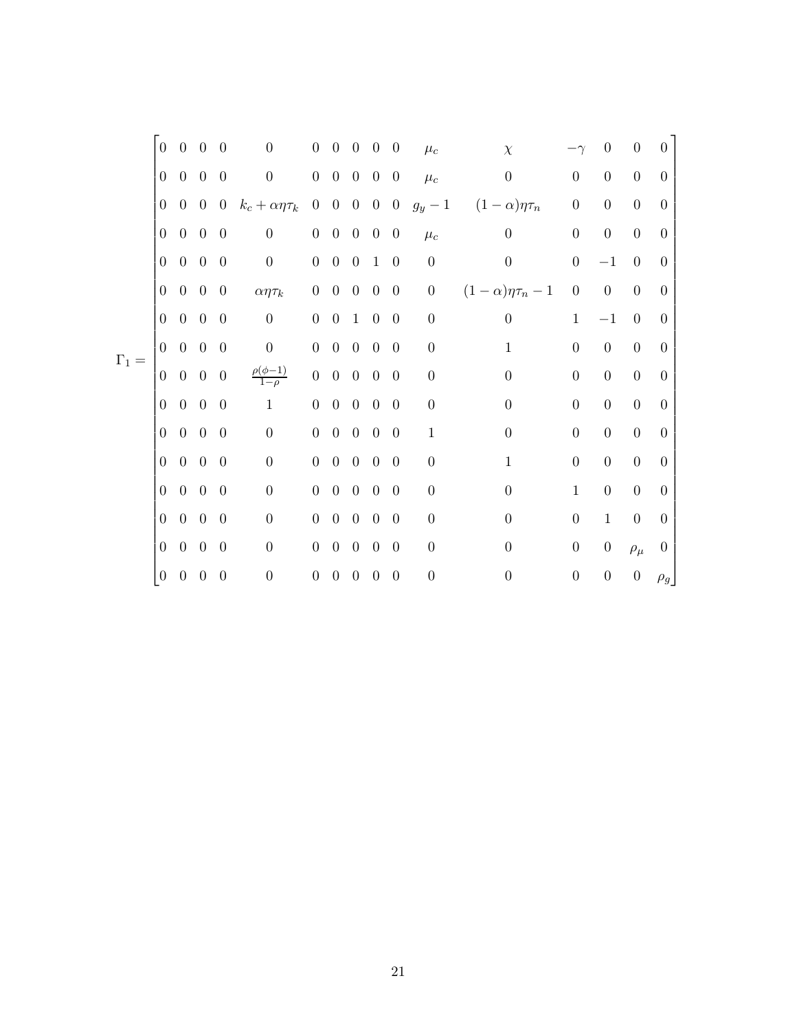$$
\Gamma_1 = \begin{bmatrix}
0 & 0 & 0 & 0 & 0 & 0 & 0 & 0 & 0 & 0 & \mu_c & \chi & -\gamma & 0 & 0 & 0 \\
0 & 0 & 0 & 0 & 0 & 0 & 0 & 0 & 0 & 0 & \mu_c & 0 & 0 & 0 & 0 & 0 \\
0 & 0 & 0 & 0 & k_c + \alpha\eta\tau_k & 0 & 0 & 0 & 0 & 0 & g_y - 1 & (1-\alpha)\eta\tau_n & 0 & 0 & 0 & 0 \\
0 & 0 & 0 & 0 & 0 & 0 & 0 & 0 & 0 & 0 & \mu_c & 0 & 0 & 0 & 0 & 0 \\
0 & 0 & 0 & 0 & 0 & 0 & 0 & 0 & 1 & 0 & 0 & 0 & 0 & -1 & 0 & 0 \\
0 & 0 & 0 & 0 & \alpha\eta\tau_k & 0 & 0 & 0 & 0 & 0 & 0 & (1-\alpha)\eta\tau_n - 1 & 0 & 0 & 0 & 0 \\
0 & 0 & 0 & 0 & 0 & 0 & 0 & 1 & 0 & 0 & 0 & 0 & 1 & -1 & 0 & 0 \\
0 & 0 & 0 & 0 & 0 & 0 & 0 & 0 & 0 & 0 & 0 & 1 & 0 & 0 & 0 & 0 \\
0 & 0 & 0 & 0 & \frac{\rho(\phi-1)}{1-\rho} & 0 & 0 & 0 & 0 & 0 & 0 & 0 & 0 & 0 & 0 & 0 \\
0 & 0 & 0 & 0 & 1 & 0 & 0 & 0 & 0 & 0 & 0 & 0 & 0 & 0 & 0 & 0 \\
0 & 0 & 0 & 0 & 0 & 0 & 0 & 0 & 0 & 0 & 1 & 0 & 0 & 0 & 0 & 0 \\
0 & 0 & 0 & 0 & 0 & 0 & 0 & 0 & 0 & 0 & 0 & 1 & 0 & 0 & 0 & 0 \\
0 & 0 & 0 & 0 & 0 & 0 & 0 & 0 & 0 & 0 & 0 & 0 & 1 & 0 & 0 & 0 \\
0 & 0 & 0 & 0 & 0 & 0 & 0 & 0 & 0 & 0 & 0 & 0 & 0 & 1 & 0 & 0 \\
0 & 0 & 0 & 0 & 0 & 0 & 0 & 0 & 0 & 0 & 0 & 0 & 0 & 0 & \rho_\mu & 0 \\
0 & 0 & 0 & 0 & 0 & 0 & 0 & 0 & 0 & 0 & 0 & 0 & 0 & 0 & 0 & \rho_g
\end{bmatrix}
$$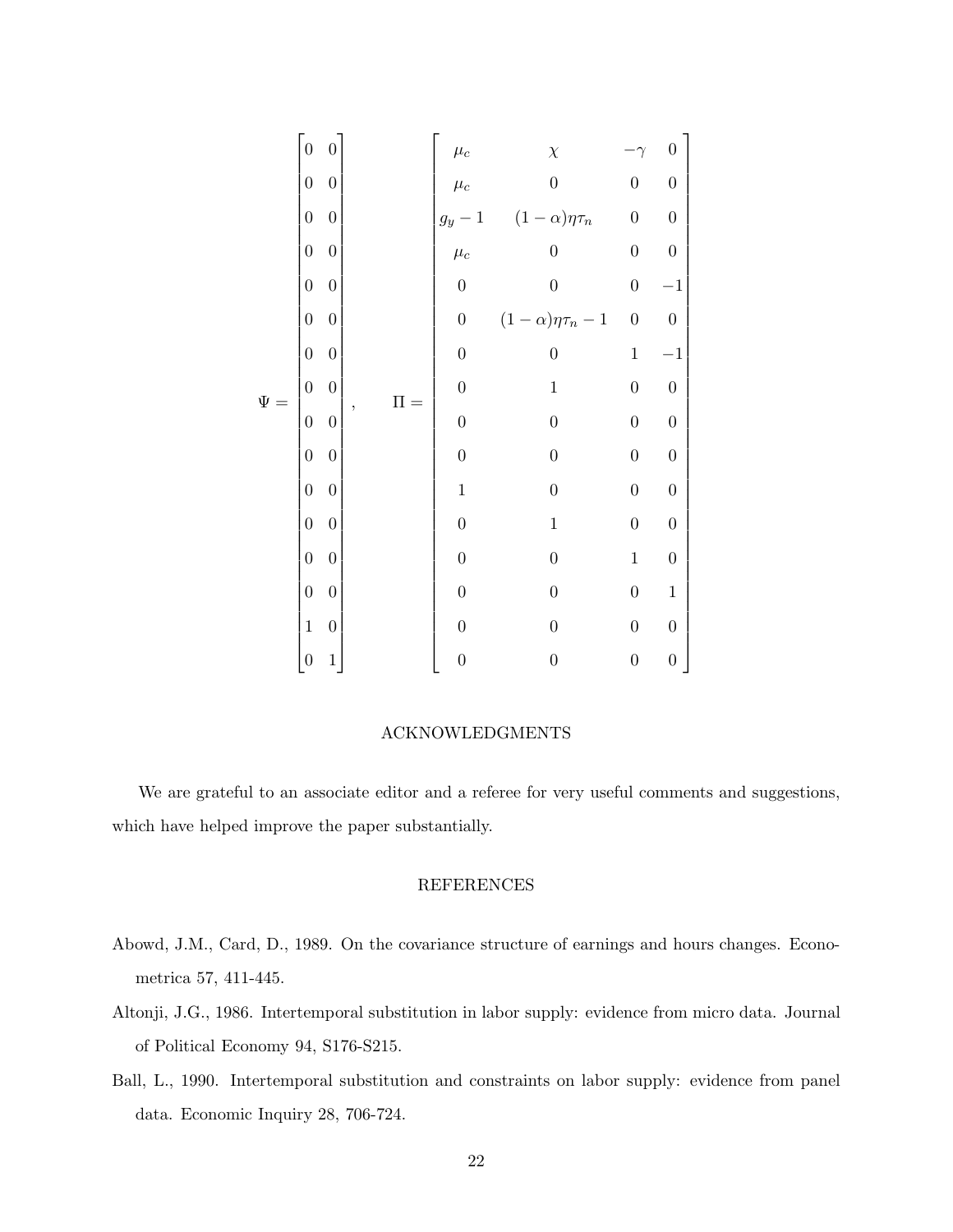$$
\Psi = \begin{bmatrix} 0 & 0 \\ 0 & 0 \\ 0 & 0 \\ 0 & 0 \\ 0 & 0 \\ 0 & 0 \\ 0 & 0 \\ 0 & 0 \\ 0 & 0 \\ 0 & 0 \\ 0 & 0 \\ 0 & 0 \\ 0 & 0 \\ 0 & 0 \\ 1 & 0 \\ 0 & 1 \end{bmatrix}, \qquad \Pi = \begin{bmatrix} \mu_c & \chi & -\gamma & 0 \\ \mu_c & 0 & 0 & 0 \\ g_y - 1 & (1-\alpha)\eta\tau_n & 0 & 0 \\ \mu_c & 0 & 0 & 0 \\ 0 & 0 & 0 & -1 \\ 0 & (1-\alpha)\eta\tau_n - 1 & 0 & 0 \\ 0 & 0 & 1 & -1 \\ 0 & 1 & 0 & 0 \\ 0 & 0 & 0 & 0 \\ 0 & 0 & 0 & 0 \\ 1 & 0 & 0 & 0 \\ 0 & 1 & 0 & 0 \\ 0 & 0 & 1 & 0 \\ 0 & 0 & 0 & 1 \\ 0 & 0 & 0 & 0 \\ 0 & 0 & 0 & 0 \end{bmatrix}
$$

## ACKNOWLEDGMENTS

We are grateful to an associate editor and a referee for very useful comments and suggestions, which have helped improve the paper substantially.

## REFERENCES

Abowd, J.M., Card, D., 1989. On the covariance structure of earnings and hours changes. Econometrica 57, 411-445.

Altonji, J.G., 1986. Intertemporal substitution in labor supply: evidence from micro data. Journal of Political Economy 94, S176-S215.

Ball, L., 1990. Intertemporal substitution and constraints on labor supply: evidence from panel data. Economic Inquiry 28, 706-724.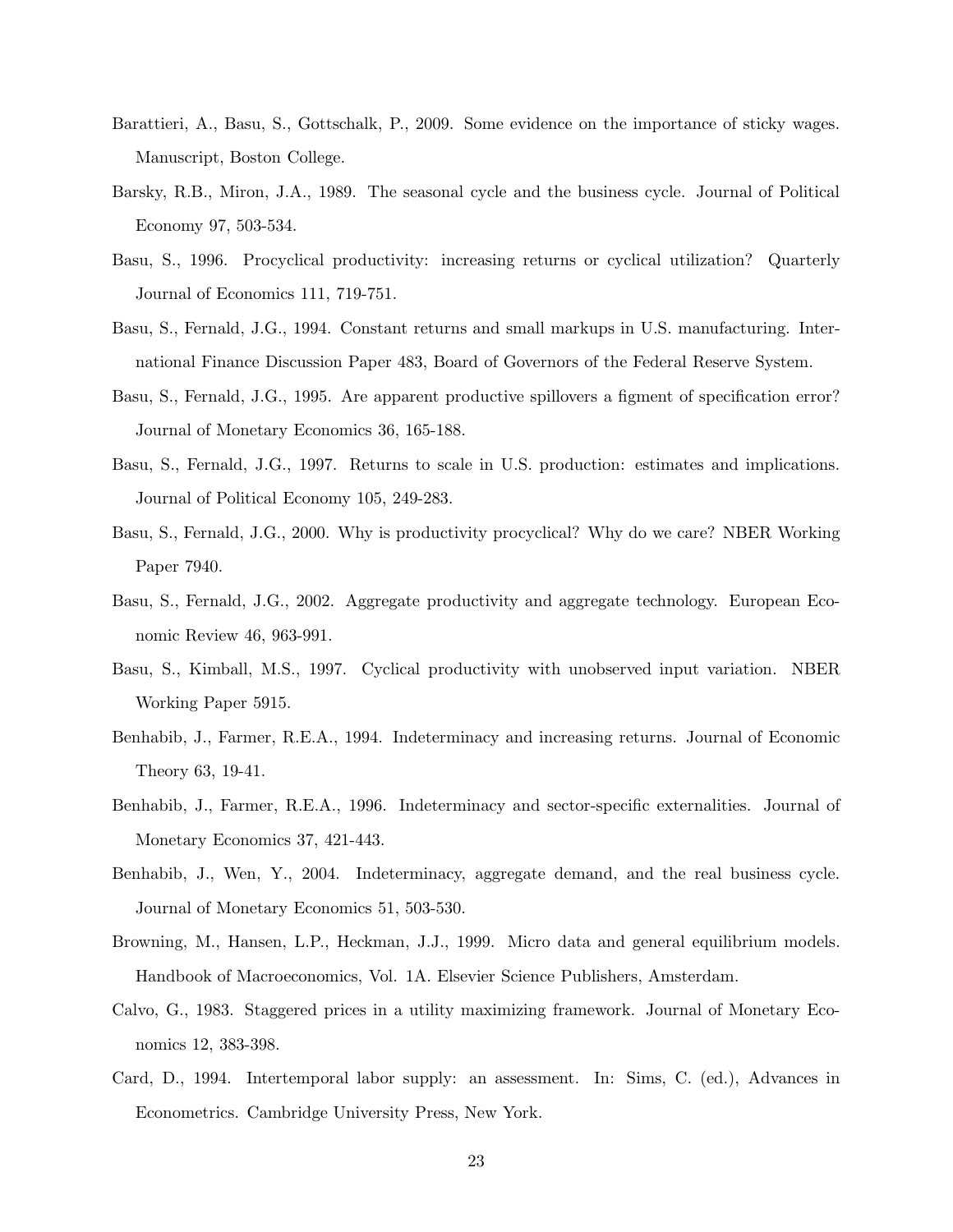Barattieri, A., Basu, S., Gottschalk, P., 2009. Some evidence on the importance of sticky wages. Manuscript, Boston College.

Barsky, R.B., Miron, J.A., 1989. The seasonal cycle and the business cycle. Journal of Political Economy 97, 503-534.

Basu, S., 1996. Procyclical productivity: increasing returns or cyclical utilization? Quarterly Journal of Economics 111, 719-751.

Basu, S., Fernald, J.G., 1994. Constant returns and small markups in U.S. manufacturing. International Finance Discussion Paper 483, Board of Governors of the Federal Reserve System.

Basu, S., Fernald, J.G., 1995. Are apparent productive spillovers a figment of specification error? Journal of Monetary Economics 36, 165-188.

Basu, S., Fernald, J.G., 1997. Returns to scale in U.S. production: estimates and implications. Journal of Political Economy 105, 249-283.

Basu, S., Fernald, J.G., 2000. Why is productivity procyclical? Why do we care? NBER Working Paper 7940.

Basu, S., Fernald, J.G., 2002. Aggregate productivity and aggregate technology. European Economic Review 46, 963-991.

Basu, S., Kimball, M.S., 1997. Cyclical productivity with unobserved input variation. NBER Working Paper 5915.

Benhabib, J., Farmer, R.E.A., 1994. Indeterminacy and increasing returns. Journal of Economic Theory 63, 19-41.

Benhabib, J., Farmer, R.E.A., 1996. Indeterminacy and sector-specific externalities. Journal of Monetary Economics 37, 421-443.

Benhabib, J., Wen, Y., 2004. Indeterminacy, aggregate demand, and the real business cycle. Journal of Monetary Economics 51, 503-530.

Browning, M., Hansen, L.P., Heckman, J.J., 1999. Micro data and general equilibrium models. Handbook of Macroeconomics, Vol. 1A. Elsevier Science Publishers, Amsterdam.

Calvo, G., 1983. Staggered prices in a utility maximizing framework. Journal of Monetary Economics 12, 383-398.

Card, D., 1994. Intertemporal labor supply: an assessment. In: Sims, C. (ed.), Advances in Econometrics. Cambridge University Press, New York.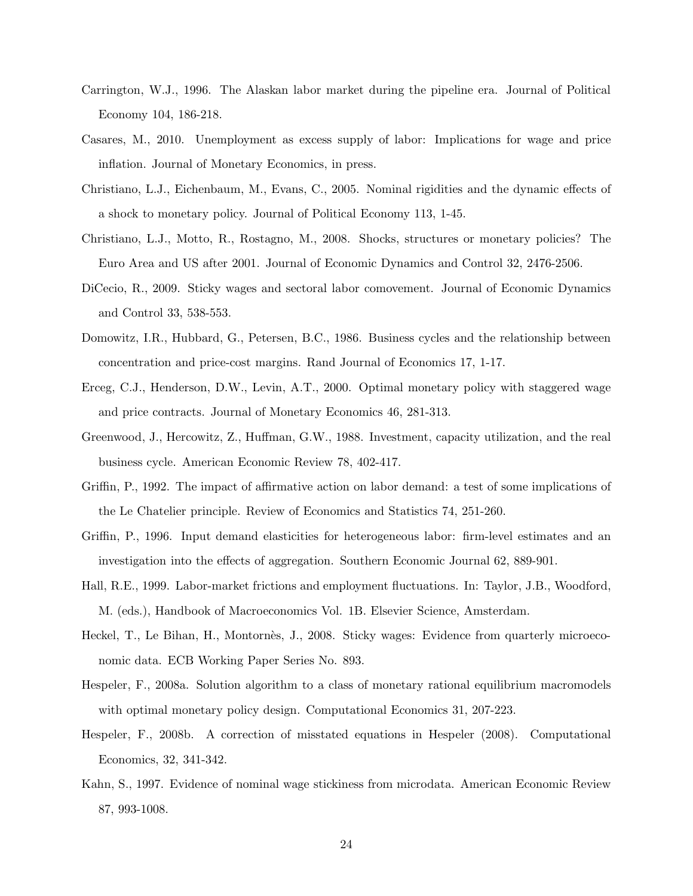Carrington, W.J., 1996. The Alaskan labor market during the pipeline era. Journal of Political Economy 104, 186-218.

Casares, M., 2010. Unemployment as excess supply of labor: Implications for wage and price inflation. Journal of Monetary Economics, in press.

Christiano, L.J., Eichenbaum, M., Evans, C., 2005. Nominal rigidities and the dynamic effects of a shock to monetary policy. Journal of Political Economy 113, 1-45.

Christiano, L.J., Motto, R., Rostagno, M., 2008. Shocks, structures or monetary policies? The Euro Area and US after 2001. Journal of Economic Dynamics and Control 32, 2476-2506.

DiCecio, R., 2009. Sticky wages and sectoral labor comovement. Journal of Economic Dynamics and Control 33, 538-553.

Domowitz, I.R., Hubbard, G., Petersen, B.C., 1986. Business cycles and the relationship between concentration and price-cost margins. Rand Journal of Economics 17, 1-17.

Erceg, C.J., Henderson, D.W., Levin, A.T., 2000. Optimal monetary policy with staggered wage and price contracts. Journal of Monetary Economics 46, 281-313.

Greenwood, J., Hercowitz, Z., Huffman, G.W., 1988. Investment, capacity utilization, and the real business cycle. American Economic Review 78, 402-417.

Griffin, P., 1992. The impact of affirmative action on labor demand: a test of some implications of the Le Chatelier principle. Review of Economics and Statistics 74, 251-260.

Griffin, P., 1996. Input demand elasticities for heterogeneous labor: firm-level estimates and an investigation into the effects of aggregation. Southern Economic Journal 62, 889-901.

Hall, R.E., 1999. Labor-market frictions and employment fluctuations. In: Taylor, J.B., Woodford, M. (eds.), Handbook of Macroeconomics Vol. 1B. Elsevier Science, Amsterdam.

Heckel, T., Le Bihan, H., Montornès, J., 2008. Sticky wages: Evidence from quarterly microeconomic data. ECB Working Paper Series No. 893.

Hespeler, F., 2008a. Solution algorithm to a class of monetary rational equilibrium macromodels with optimal monetary policy design. Computational Economics 31, 207-223.

Hespeler, F., 2008b. A correction of misstated equations in Hespeler (2008). Computational Economics, 32, 341-342.

Kahn, S., 1997. Evidence of nominal wage stickiness from microdata. American Economic Review 87, 993-1008.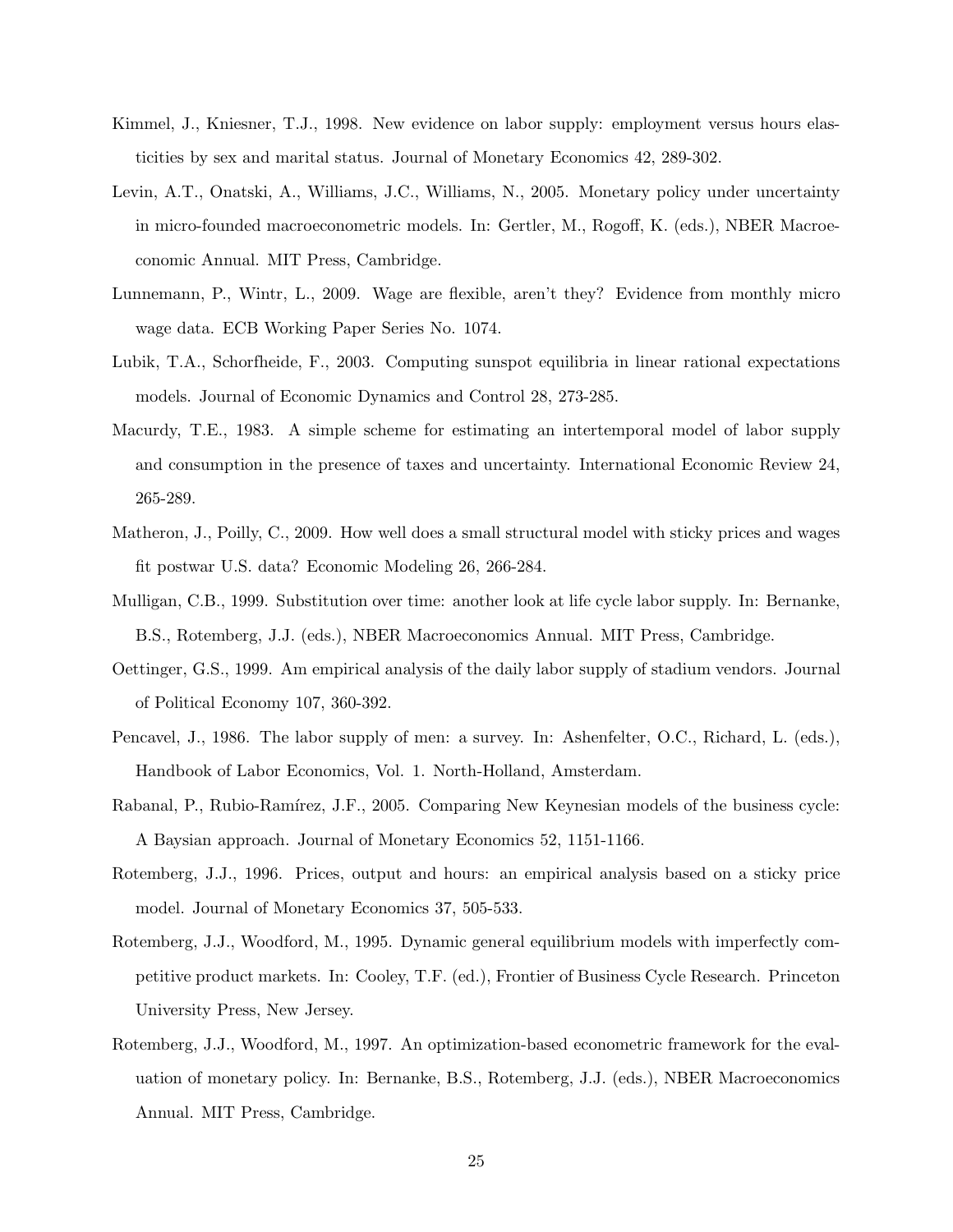Kimmel, J., Kniesner, T.J., 1998. New evidence on labor supply: employment versus hours elasticities by sex and marital status. Journal of Monetary Economics 42, 289-302.

Levin, A.T., Onatski, A., Williams, J.C., Williams, N., 2005. Monetary policy under uncertainty in micro-founded macroeconometric models. In: Gertler, M., Rogoff, K. (eds.), NBER Macroeconomic Annual. MIT Press, Cambridge.

Lunnemann, P., Wintr, L., 2009. Wage are flexible, aren't they? Evidence from monthly micro wage data. ECB Working Paper Series No. 1074.

Lubik, T.A., Schorfheide, F., 2003. Computing sunspot equilibria in linear rational expectations models. Journal of Economic Dynamics and Control 28, 273-285.

Macurdy, T.E., 1983. A simple scheme for estimating an intertemporal model of labor supply and consumption in the presence of taxes and uncertainty. International Economic Review 24, 265-289.

Matheron, J., Poilly, C., 2009. How well does a small structural model with sticky prices and wages fit postwar U.S. data? Economic Modeling 26, 266-284.

Mulligan, C.B., 1999. Substitution over time: another look at life cycle labor supply. In: Bernanke, B.S., Rotemberg, J.J. (eds.), NBER Macroeconomics Annual. MIT Press, Cambridge.

Oettinger, G.S., 1999. Am empirical analysis of the daily labor supply of stadium vendors. Journal of Political Economy 107, 360-392.

Pencavel, J., 1986. The labor supply of men: a survey. In: Ashenfelter, O.C., Richard, L. (eds.), Handbook of Labor Economics, Vol. 1. North-Holland, Amsterdam.

Rabanal, P., Rubio-Ramírez, J.F., 2005. Comparing New Keynesian models of the business cycle: A Baysian approach. Journal of Monetary Economics 52, 1151-1166.

Rotemberg, J.J., 1996. Prices, output and hours: an empirical analysis based on a sticky price model. Journal of Monetary Economics 37, 505-533.

Rotemberg, J.J., Woodford, M., 1995. Dynamic general equilibrium models with imperfectly competitive product markets. In: Cooley, T.F. (ed.), Frontier of Business Cycle Research. Princeton University Press, New Jersey.

Rotemberg, J.J., Woodford, M., 1997. An optimization-based econometric framework for the evaluation of monetary policy. In: Bernanke, B.S., Rotemberg, J.J. (eds.), NBER Macroeconomics Annual. MIT Press, Cambridge.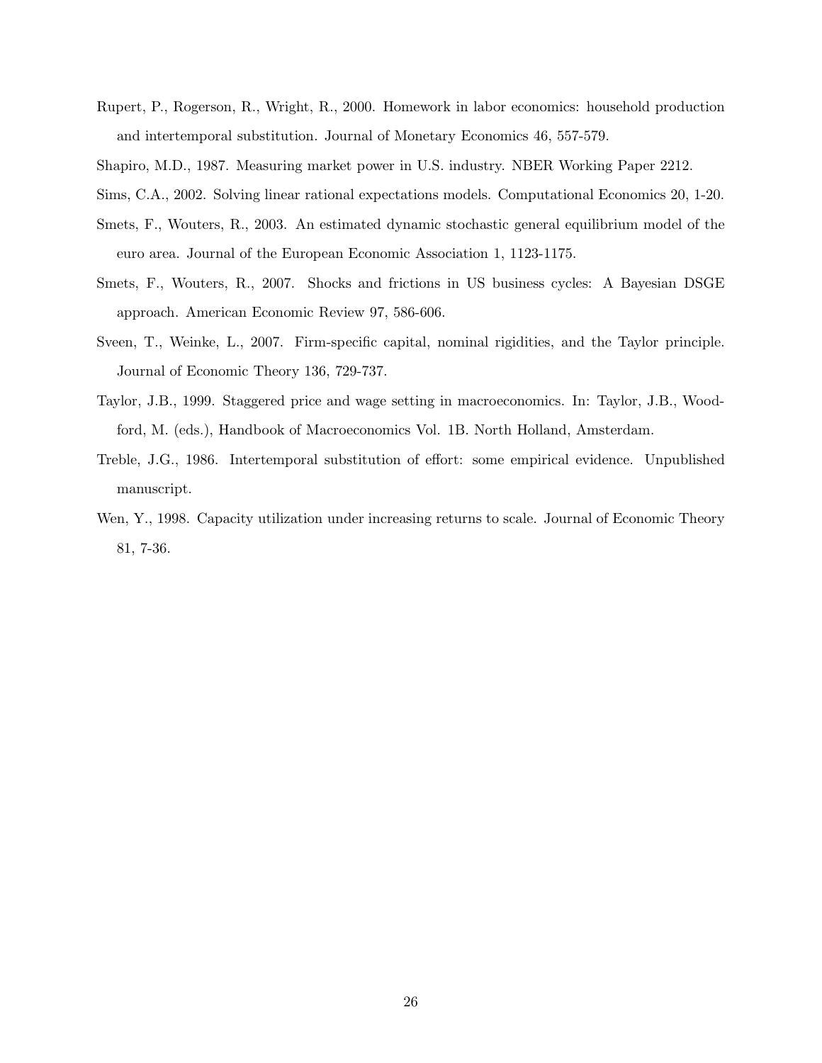Rupert, P., Rogerson, R., Wright, R., 2000. Homework in labor economics: household production and intertemporal substitution. Journal of Monetary Economics 46, 557-579.

Shapiro, M.D., 1987. Measuring market power in U.S. industry. NBER Working Paper 2212.

Sims, C.A., 2002. Solving linear rational expectations models. Computational Economics 20, 1-20.

Smets, F., Wouters, R., 2003. An estimated dynamic stochastic general equilibrium model of the euro area. Journal of the European Economic Association 1, 1123-1175.

Smets, F., Wouters, R., 2007. Shocks and frictions in US business cycles: A Bayesian DSGE approach. American Economic Review 97, 586-606.

Sveen, T., Weinke, L., 2007. Firm-specific capital, nominal rigidities, and the Taylor principle. Journal of Economic Theory 136, 729-737.

Taylor, J.B., 1999. Staggered price and wage setting in macroeconomics. In: Taylor, J.B., Woodford, M. (eds.), Handbook of Macroeconomics Vol. 1B. North Holland, Amsterdam.

Treble, J.G., 1986. Intertemporal substitution of effort: some empirical evidence. Unpublished manuscript.

Wen, Y., 1998. Capacity utilization under increasing returns to scale. Journal of Economic Theory 81, 7-36.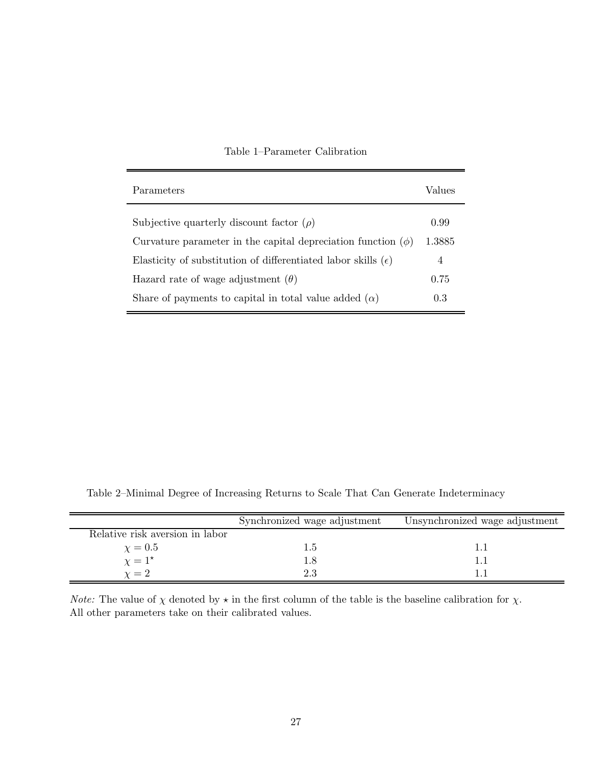Table 1–Parameter Calibration

| Parameters | Values |
| --- | --- |
| Subjective quarterly discount factor ($\rho$) | 0.99 |
| Curvature parameter in the capital depreciation function ($\phi$) | 1.3885 |
| Elasticity of substitution of differentiated labor skills ($\epsilon$) | 4 |
| Hazard rate of wage adjustment ($\theta$) | 0.75 |
| Share of payments to capital in total value added ($\alpha$) | 0.3 |

Table 2–Minimal Degree of Increasing Returns to Scale That Can Generate Indeterminacy

| | Synchronized wage adjustment | Unsynchronized wage adjustment |
| --- | --- | --- |
| Relative risk aversion in labor | | |
| $\chi = 0.5$ | 1.5 | 1.1 |
| $\chi = 1^{\star}$ | 1.8 | 1.1 |
| $\chi = 2$ | 2.3 | 1.1 |

*Note:* The value of $\chi$ denoted by $\star$ in the first column of the table is the baseline calibration for $\chi$. All other parameters take on their calibrated values.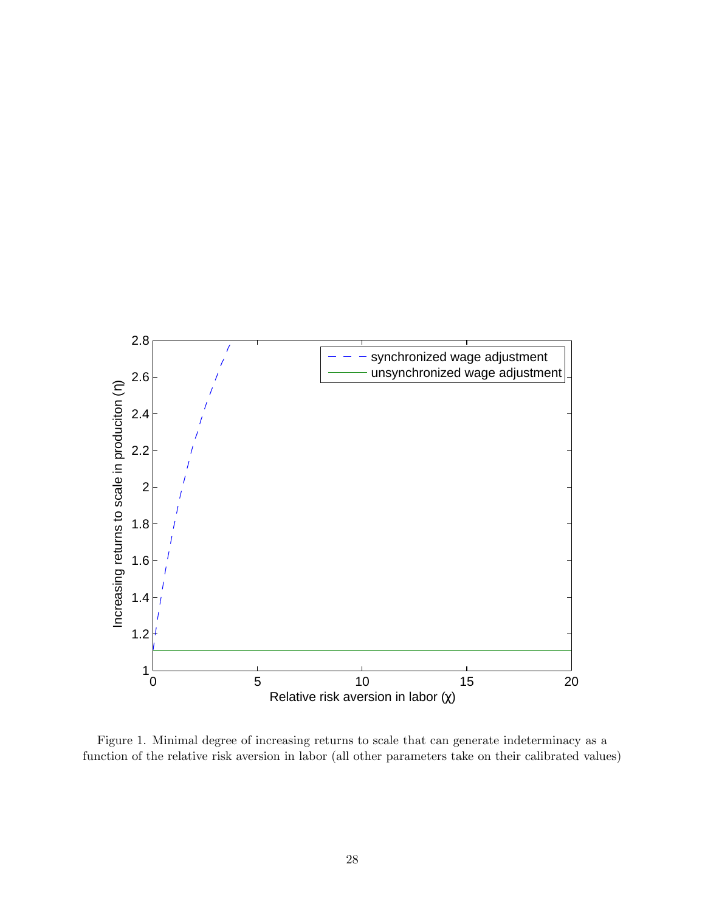Figure 1. Minimal degree of increasing returns to scale that can generate indeterminacy as a function of the relative risk aversion in labor (all other parameters take on their calibrated values)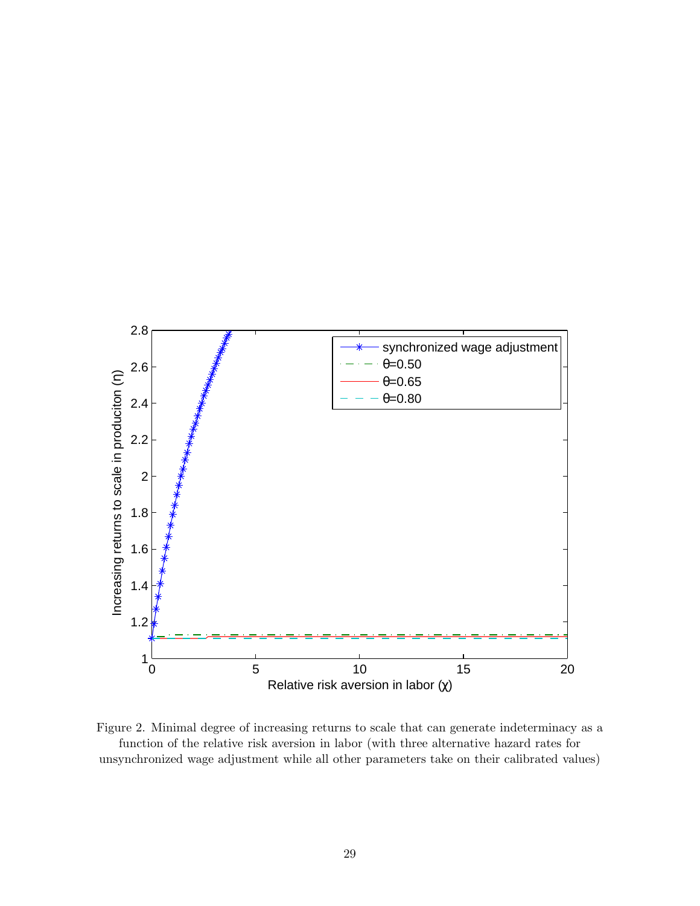Figure 2. Minimal degree of increasing returns to scale that can generate indeterminacy as a function of the relative risk aversion in labor (with three alternative hazard rates for unsynchronized wage adjustment while all other parameters take on their calibrated values)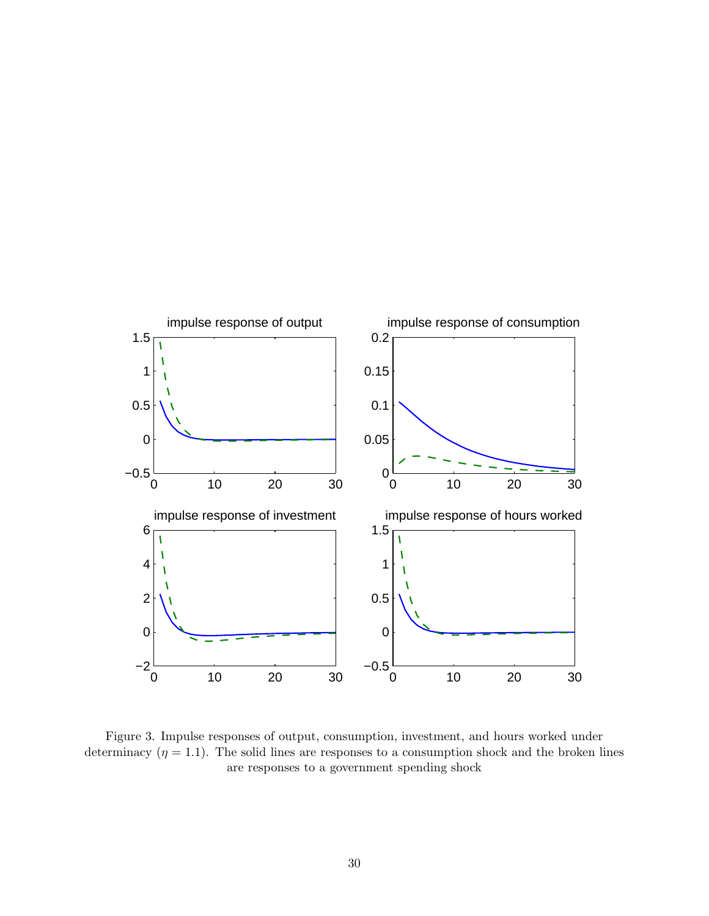Figure 3. Impulse responses of output, consumption, investment, and hours worked under determinacy ($\eta = 1.1$). The solid lines are responses to a consumption shock and the broken lines are responses to a government spending shock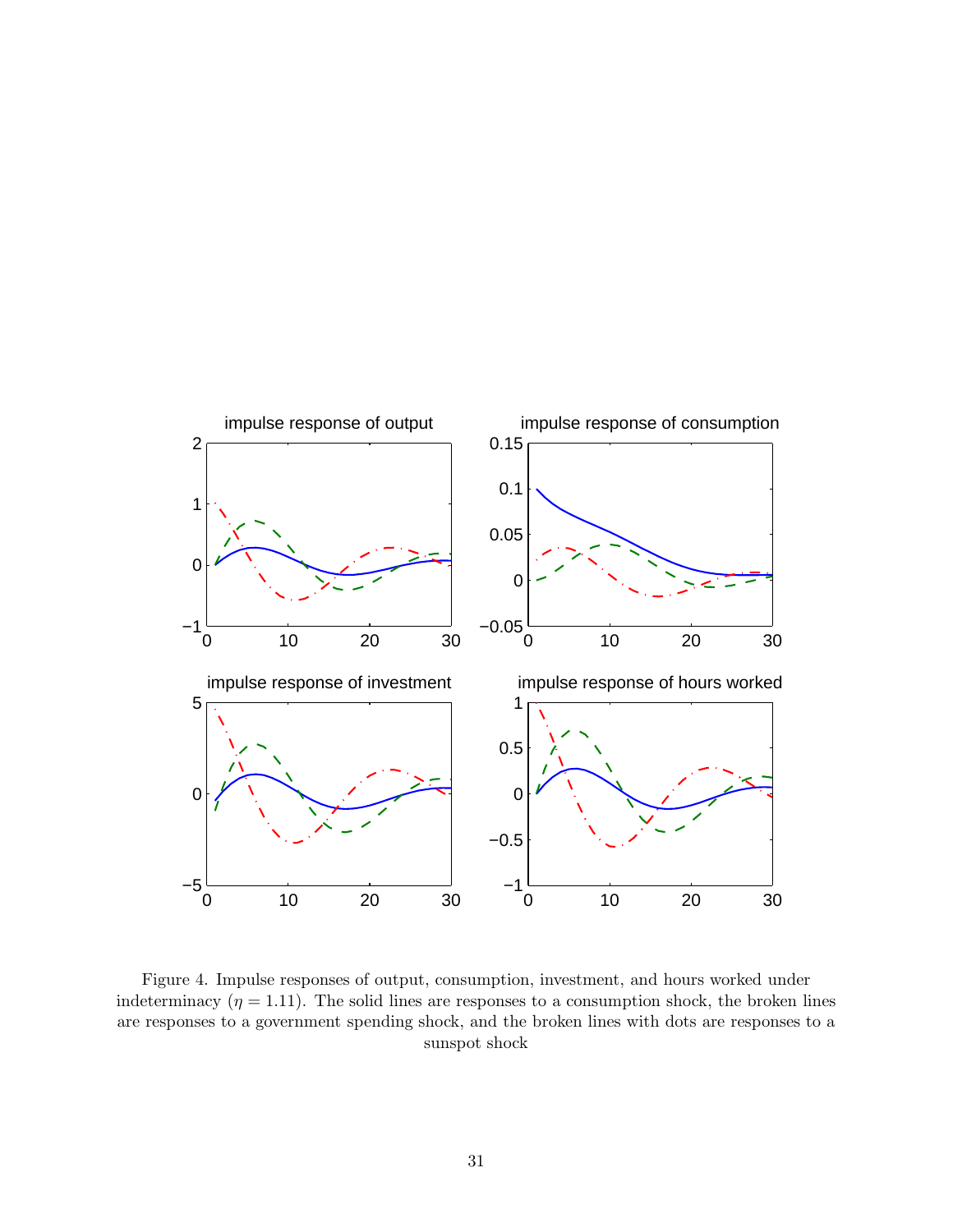impulse response of output

2
1
0
−1
0 10 20 30

impulse response of consumption

0.15
0.1
0.05
0
−0.05
0 10 20 30

impulse response of investment

5
0
−5
0 10 20 30

impulse response of hours worked

1
0.5
0
−0.5
−1
0 10 20 30

Figure 4. Impulse responses of output, consumption, investment, and hours worked under indeterminacy ($\eta = 1.11$). The solid lines are responses to a consumption shock, the broken lines are responses to a government spending shock, and the broken lines with dots are responses to a sunspot shock